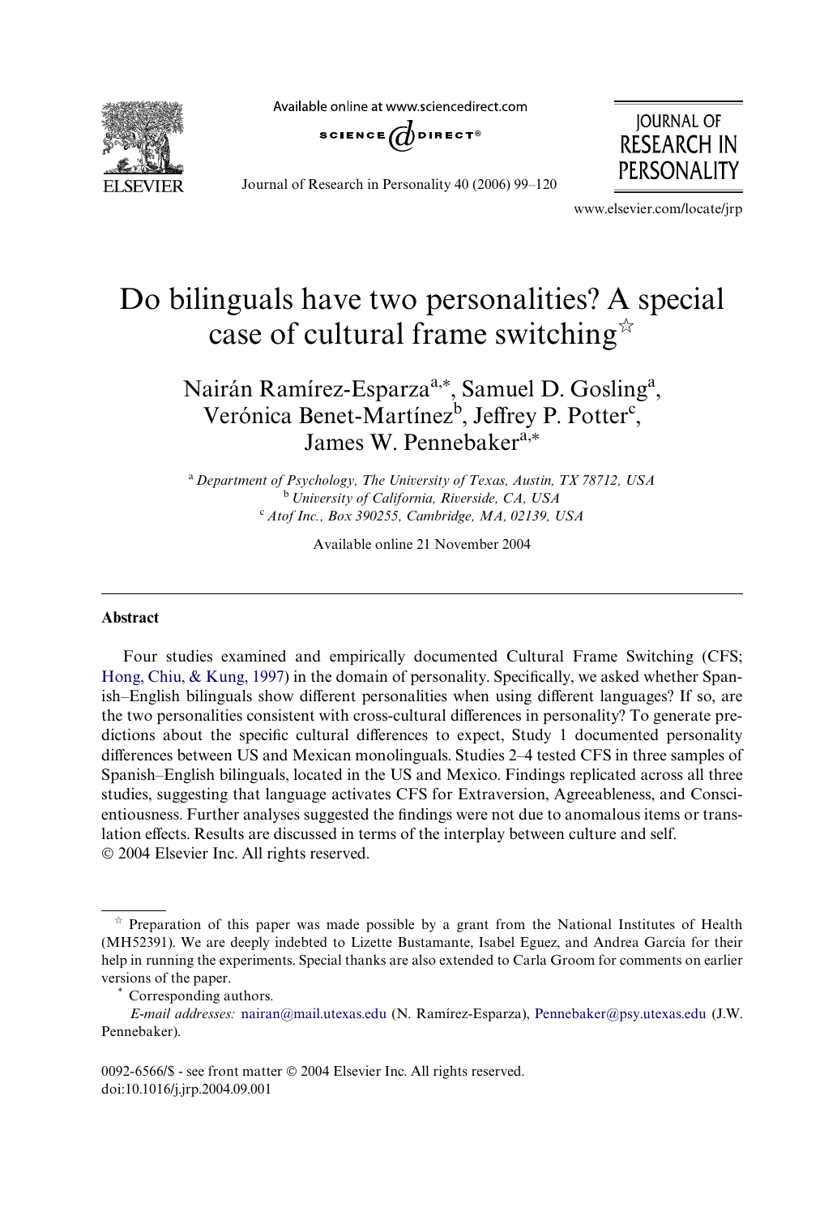Available online at www.sciencedirect.com

SCIENCE DIRECT®

Journal of Research in Personality 40 (2006) 99–120

JOURNAL OF RESEARCH IN PERSONALITY

www.elsevier.com/locate/jrp

# Do bilinguals have two personalities? A special case of cultural frame switching ☆

Nairán Ramírez-Esparza [a,*], Samuel D. Gosling [a], Verónica Benet-Martínez [b], Jeffrey P. Potter [c], James W. Pennebaker [a,*]

[a] *Department of Psychology, The University of Texas, Austin, TX 78712, USA*
[b] *University of California, Riverside, CA, USA*
[c] *Atof Inc., Box 390255, Cambridge, MA, 02139, USA*

Available online 21 November 2004

## Abstract

Four studies examined and empirically documented Cultural Frame Switching (CFS; Hong, Chiu, & Kung, 1997) in the domain of personality. Specifically, we asked whether Spanish–English bilinguals show different personalities when using different languages? If so, are the two personalities consistent with cross-cultural differences in personality? To generate predictions about the specific cultural differences to expect, Study 1 documented personality differences between US and Mexican monolinguals. Studies 2–4 tested CFS in three samples of Spanish–English bilinguals, located in the US and Mexico. Findings replicated across all three studies, suggesting that language activates CFS for Extraversion, Agreeableness, and Conscientiousness. Further analyses suggested the findings were not due to anomalous items or translation effects. Results are discussed in terms of the interplay between culture and self.
© 2004 Elsevier Inc. All rights reserved.

---

☆ Preparation of this paper was made possible by a grant from the National Institutes of Health (MH52391). We are deeply indebted to Lizette Bustamante, Isabel Eguez, and Andrea García for their help in running the experiments. Special thanks are also extended to Carla Groom for comments on earlier versions of the paper.

\* Corresponding authors.

*E-mail addresses:* nairan@mail.utexas.edu (N. Ramírez-Esparza), Pennebaker@psy.utexas.edu (J.W. Pennebaker).

0092-6566/$ - see front matter © 2004 Elsevier Inc. All rights reserved.
doi:10.1016/j.jrp.2004.09.001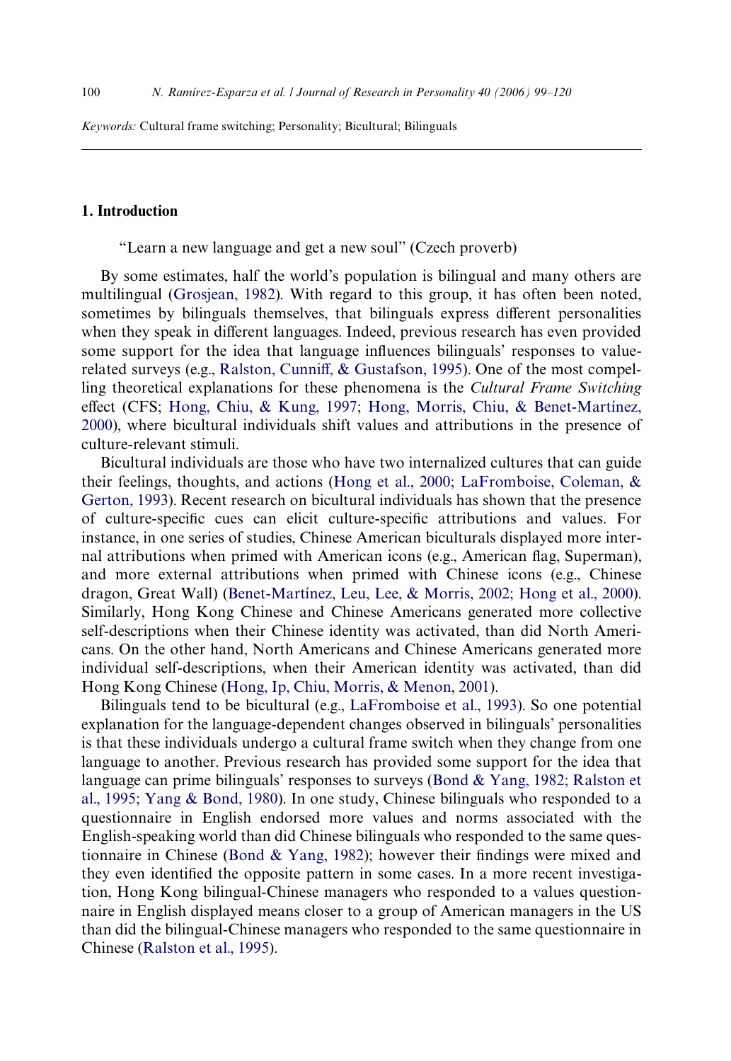*Keywords:* Cultural frame switching; Personality; Bicultural; Bilinguals

## 1. Introduction

"Learn a new language and get a new soul" (Czech proverb)

By some estimates, half the world's population is bilingual and many others are multilingual (Grosjean, 1982). With regard to this group, it has often been noted, sometimes by bilinguals themselves, that bilinguals express different personalities when they speak in different languages. Indeed, previous research has even provided some support for the idea that language influences bilinguals' responses to value-related surveys (e.g., Ralston, Cunniff, & Gustafson, 1995). One of the most compelling theoretical explanations for these phenomena is the *Cultural Frame Switching* effect (CFS; Hong, Chiu, & Kung, 1997; Hong, Morris, Chiu, & Benet-Martínez, 2000), where bicultural individuals shift values and attributions in the presence of culture-relevant stimuli.

Bicultural individuals are those who have two internalized cultures that can guide their feelings, thoughts, and actions (Hong et al., 2000; LaFromboise, Coleman, & Gerton, 1993). Recent research on bicultural individuals has shown that the presence of culture-specific cues can elicit culture-specific attributions and values. For instance, in one series of studies, Chinese American biculturals displayed more internal attributions when primed with American icons (e.g., American flag, Superman), and more external attributions when primed with Chinese icons (e.g., Chinese dragon, Great Wall) (Benet-Martínez, Leu, Lee, & Morris, 2002; Hong et al., 2000). Similarly, Hong Kong Chinese and Chinese Americans generated more collective self-descriptions when their Chinese identity was activated, than did North Americans. On the other hand, North Americans and Chinese Americans generated more individual self-descriptions, when their American identity was activated, than did Hong Kong Chinese (Hong, Ip, Chiu, Morris, & Menon, 2001).

Bilinguals tend to be bicultural (e.g., LaFromboise et al., 1993). So one potential explanation for the language-dependent changes observed in bilinguals' personalities is that these individuals undergo a cultural frame switch when they change from one language to another. Previous research has provided some support for the idea that language can prime bilinguals' responses to surveys (Bond & Yang, 1982; Ralston et al., 1995; Yang & Bond, 1980). In one study, Chinese bilinguals who responded to a questionnaire in English endorsed more values and norms associated with the English-speaking world than did Chinese bilinguals who responded to the same questionnaire in Chinese (Bond & Yang, 1982); however their findings were mixed and they even identified the opposite pattern in some cases. In a more recent investigation, Hong Kong bilingual-Chinese managers who responded to a values questionnaire in English displayed means closer to a group of American managers in the US than did the bilingual-Chinese managers who responded to the same questionnaire in Chinese (Ralston et al., 1995).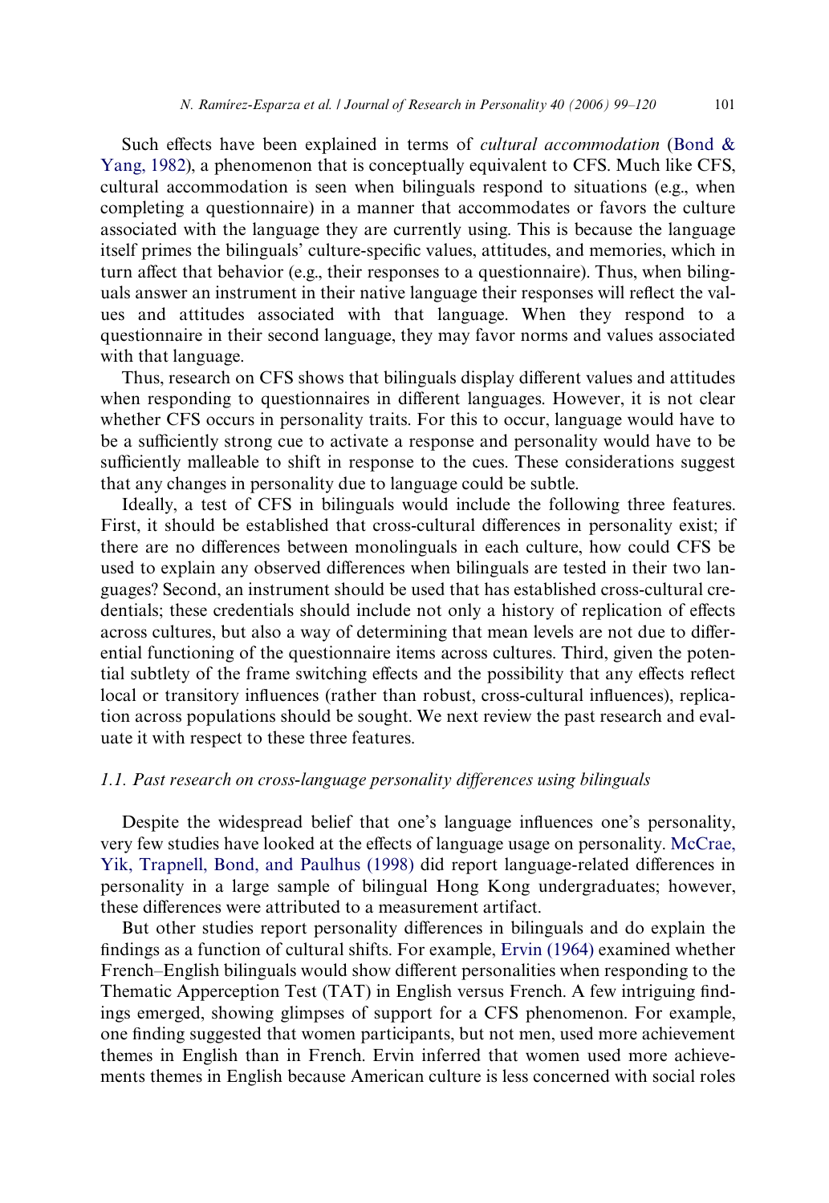Such effects have been explained in terms of *cultural accommodation* (Bond & Yang, 1982), a phenomenon that is conceptually equivalent to CFS. Much like CFS, cultural accommodation is seen when bilinguals respond to situations (e.g., when completing a questionnaire) in a manner that accommodates or favors the culture associated with the language they are currently using. This is because the language itself primes the bilinguals' culture-specific values, attitudes, and memories, which in turn affect that behavior (e.g., their responses to a questionnaire). Thus, when bilinguals answer an instrument in their native language their responses will reflect the values and attitudes associated with that language. When they respond to a questionnaire in their second language, they may favor norms and values associated with that language.

Thus, research on CFS shows that bilinguals display different values and attitudes when responding to questionnaires in different languages. However, it is not clear whether CFS occurs in personality traits. For this to occur, language would have to be a sufficiently strong cue to activate a response and personality would have to be sufficiently malleable to shift in response to the cues. These considerations suggest that any changes in personality due to language could be subtle.

Ideally, a test of CFS in bilinguals would include the following three features. First, it should be established that cross-cultural differences in personality exist; if there are no differences between monolinguals in each culture, how could CFS be used to explain any observed differences when bilinguals are tested in their two languages? Second, an instrument should be used that has established cross-cultural credentials; these credentials should include not only a history of replication of effects across cultures, but also a way of determining that mean levels are not due to differential functioning of the questionnaire items across cultures. Third, given the potential subtlety of the frame switching effects and the possibility that any effects reflect local or transitory influences (rather than robust, cross-cultural influences), replication across populations should be sought. We next review the past research and evaluate it with respect to these three features.

### 1.1. Past research on cross-language personality differences using bilinguals

Despite the widespread belief that one's language influences one's personality, very few studies have looked at the effects of language usage on personality. McCrae, Yik, Trapnell, Bond, and Paulhus (1998) did report language-related differences in personality in a large sample of bilingual Hong Kong undergraduates; however, these differences were attributed to a measurement artifact.

But other studies report personality differences in bilinguals and do explain the findings as a function of cultural shifts. For example, Ervin (1964) examined whether French–English bilinguals would show different personalities when responding to the Thematic Apperception Test (TAT) in English versus French. A few intriguing findings emerged, showing glimpses of support for a CFS phenomenon. For example, one finding suggested that women participants, but not men, used more achievement themes in English than in French. Ervin inferred that women used more achievements themes in English because American culture is less concerned with social roles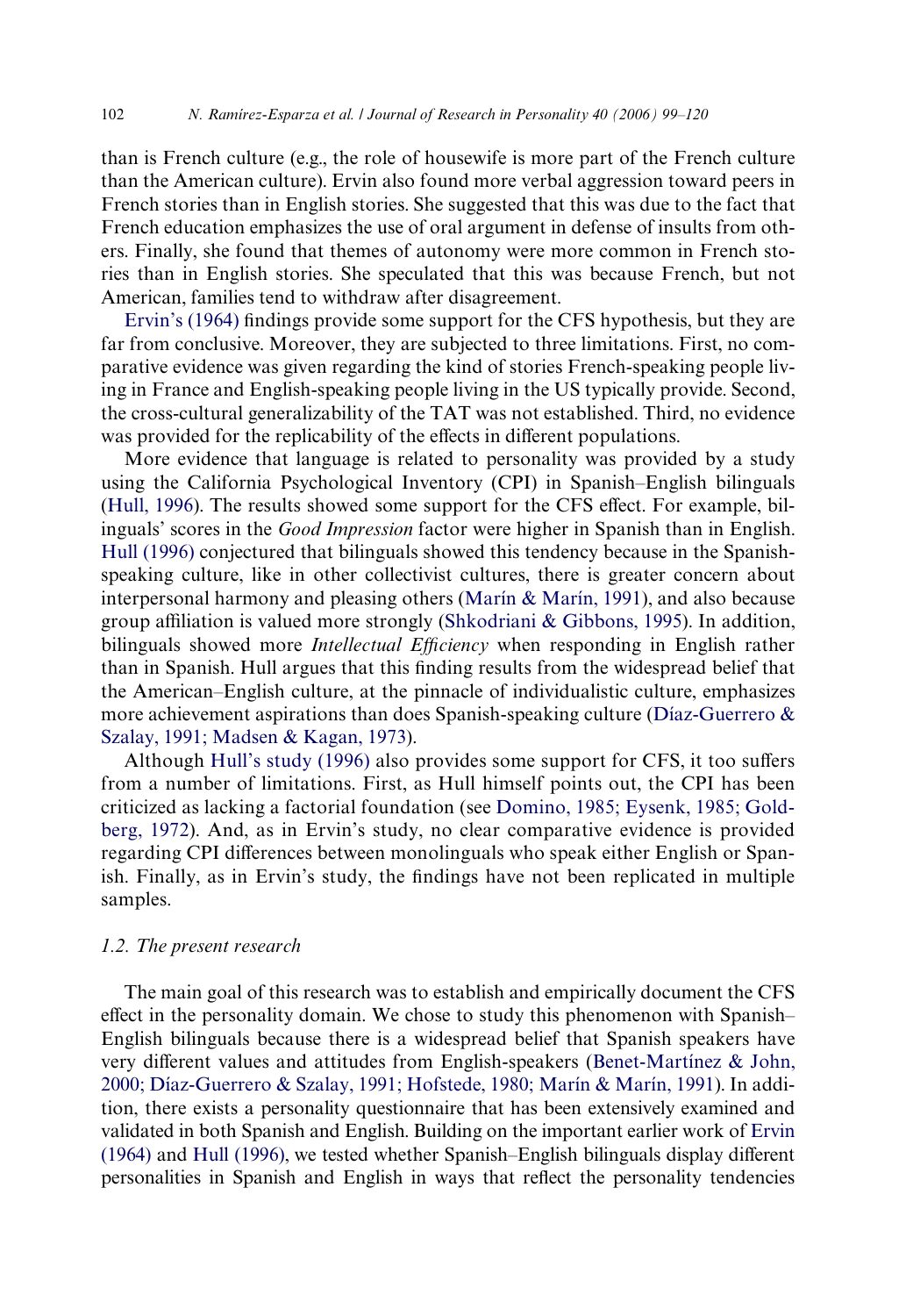than is French culture (e.g., the role of housewife is more part of the French culture than the American culture). Ervin also found more verbal aggression toward peers in French stories than in English stories. She suggested that this was due to the fact that French education emphasizes the use of oral argument in defense of insults from others. Finally, she found that themes of autonomy were more common in French stories than in English stories. She speculated that this was because French, but not American, families tend to withdraw after disagreement.

Ervin's (1964) findings provide some support for the CFS hypothesis, but they are far from conclusive. Moreover, they are subjected to three limitations. First, no comparative evidence was given regarding the kind of stories French-speaking people living in France and English-speaking people living in the US typically provide. Second, the cross-cultural generalizability of the TAT was not established. Third, no evidence was provided for the replicability of the effects in different populations.

More evidence that language is related to personality was provided by a study using the California Psychological Inventory (CPI) in Spanish–English bilinguals (Hull, 1996). The results showed some support for the CFS effect. For example, bilinguals' scores in the *Good Impression* factor were higher in Spanish than in English. Hull (1996) conjectured that bilinguals showed this tendency because in the Spanish-speaking culture, like in other collectivist cultures, there is greater concern about interpersonal harmony and pleasing others (Marín & Marín, 1991), and also because group affiliation is valued more strongly (Shkodriani & Gibbons, 1995). In addition, bilinguals showed more *Intellectual Efficiency* when responding in English rather than in Spanish. Hull argues that this finding results from the widespread belief that the American–English culture, at the pinnacle of individualistic culture, emphasizes more achievement aspirations than does Spanish-speaking culture (Díaz-Guerrero & Szalay, 1991; Madsen & Kagan, 1973).

Although Hull's study (1996) also provides some support for CFS, it too suffers from a number of limitations. First, as Hull himself points out, the CPI has been criticized as lacking a factorial foundation (see Domino, 1985; Eysenk, 1985; Goldberg, 1972). And, as in Ervin's study, no clear comparative evidence is provided regarding CPI differences between monolinguals who speak either English or Spanish. Finally, as in Ervin's study, the findings have not been replicated in multiple samples.

### 1.2. The present research

The main goal of this research was to establish and empirically document the CFS effect in the personality domain. We chose to study this phenomenon with Spanish–English bilinguals because there is a widespread belief that Spanish speakers have very different values and attitudes from English-speakers (Benet-Martínez & John, 2000; Díaz-Guerrero & Szalay, 1991; Hofstede, 1980; Marín & Marín, 1991). In addition, there exists a personality questionnaire that has been extensively examined and validated in both Spanish and English. Building on the important earlier work of Ervin (1964) and Hull (1996), we tested whether Spanish–English bilinguals display different personalities in Spanish and English in ways that reflect the personality tendencies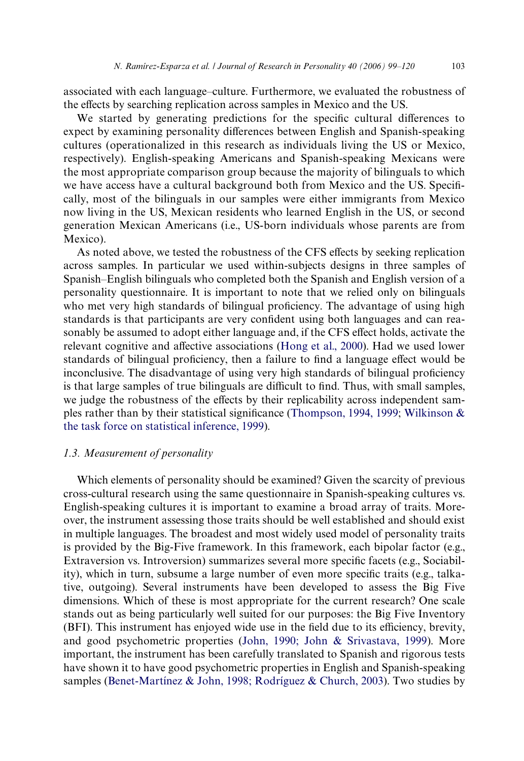associated with each language–culture. Furthermore, we evaluated the robustness of the effects by searching replication across samples in Mexico and the US.

We started by generating predictions for the specific cultural differences to expect by examining personality differences between English and Spanish-speaking cultures (operationalized in this research as individuals living the US or Mexico, respectively). English-speaking Americans and Spanish-speaking Mexicans were the most appropriate comparison group because the majority of bilinguals to which we have access have a cultural background both from Mexico and the US. Specifically, most of the bilinguals in our samples were either immigrants from Mexico now living in the US, Mexican residents who learned English in the US, or second generation Mexican Americans (i.e., US-born individuals whose parents are from Mexico).

As noted above, we tested the robustness of the CFS effects by seeking replication across samples. In particular we used within-subjects designs in three samples of Spanish–English bilinguals who completed both the Spanish and English version of a personality questionnaire. It is important to note that we relied only on bilinguals who met very high standards of bilingual proficiency. The advantage of using high standards is that participants are very confident using both languages and can reasonably be assumed to adopt either language and, if the CFS effect holds, activate the relevant cognitive and affective associations (Hong et al., 2000). Had we used lower standards of bilingual proficiency, then a failure to find a language effect would be inconclusive. The disadvantage of using very high standards of bilingual proficiency is that large samples of true bilinguals are difficult to find. Thus, with small samples, we judge the robustness of the effects by their replicability across independent samples rather than by their statistical significance (Thompson, 1994, 1999; Wilkinson & the task force on statistical inference, 1999).

### 1.3. Measurement of personality

Which elements of personality should be examined? Given the scarcity of previous cross-cultural research using the same questionnaire in Spanish-speaking cultures vs. English-speaking cultures it is important to examine a broad array of traits. Moreover, the instrument assessing those traits should be well established and should exist in multiple languages. The broadest and most widely used model of personality traits is provided by the Big-Five framework. In this framework, each bipolar factor (e.g., Extraversion vs. Introversion) summarizes several more specific facets (e.g., Sociability), which in turn, subsume a large number of even more specific traits (e.g., talkative, outgoing). Several instruments have been developed to assess the Big Five dimensions. Which of these is most appropriate for the current research? One scale stands out as being particularly well suited for our purposes: the Big Five Inventory (BFI). This instrument has enjoyed wide use in the field due to its efficiency, brevity, and good psychometric properties (John, 1990; John & Srivastava, 1999). More important, the instrument has been carefully translated to Spanish and rigorous tests have shown it to have good psychometric properties in English and Spanish-speaking samples (Benet-Martínez & John, 1998; Rodríguez & Church, 2003). Two studies by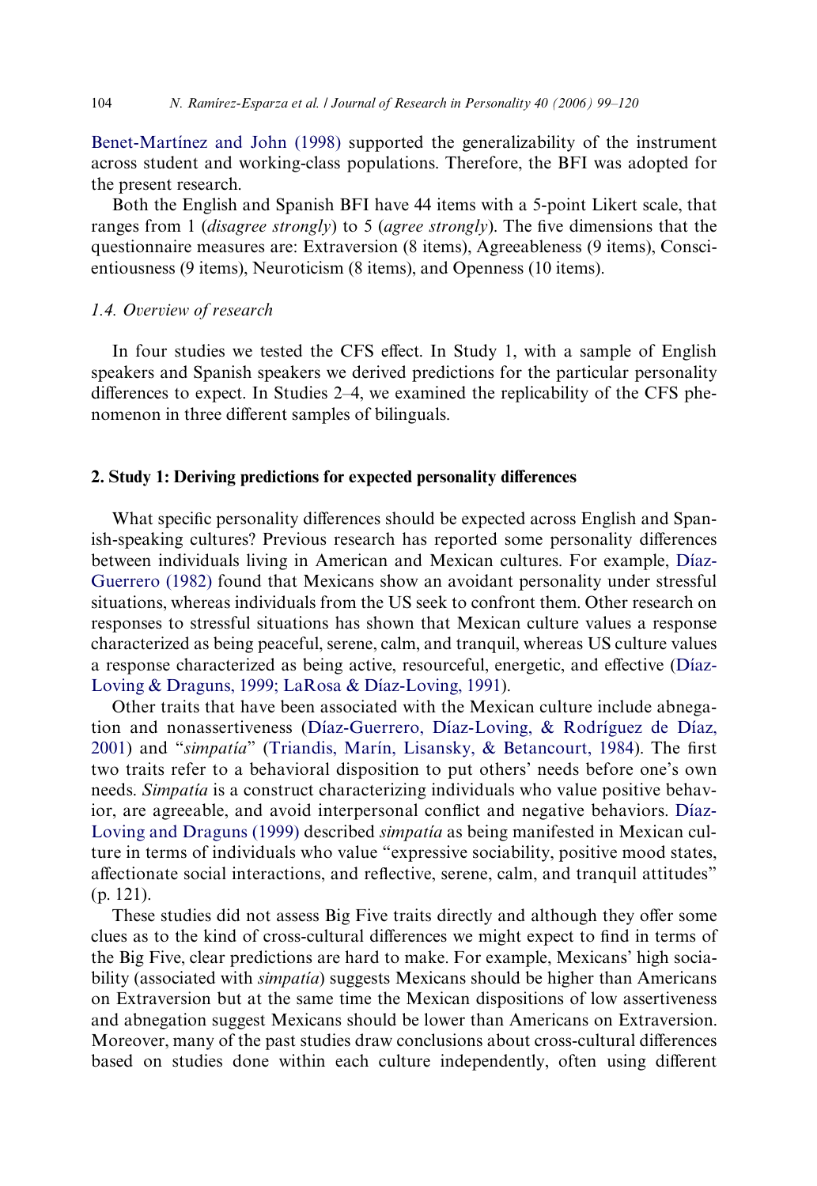Benet-Martínez and John (1998) supported the generalizability of the instrument across student and working-class populations. Therefore, the BFI was adopted for the present research.

Both the English and Spanish BFI have 44 items with a 5-point Likert scale, that ranges from 1 (*disagree strongly*) to 5 (*agree strongly*). The five dimensions that the questionnaire measures are: Extraversion (8 items), Agreeableness (9 items), Conscientiousness (9 items), Neuroticism (8 items), and Openness (10 items).

### 1.4. Overview of research

In four studies we tested the CFS effect. In Study 1, with a sample of English speakers and Spanish speakers we derived predictions for the particular personality differences to expect. In Studies 2–4, we examined the replicability of the CFS phenomenon in three different samples of bilinguals.

## 2. Study 1: Deriving predictions for expected personality differences

What specific personality differences should be expected across English and Spanish-speaking cultures? Previous research has reported some personality differences between individuals living in American and Mexican cultures. For example, Díaz-Guerrero (1982) found that Mexicans show an avoidant personality under stressful situations, whereas individuals from the US seek to confront them. Other research on responses to stressful situations has shown that Mexican culture values a response characterized as being peaceful, serene, calm, and tranquil, whereas US culture values a response characterized as being active, resourceful, energetic, and effective (Díaz-Loving & Draguns, 1999; LaRosa & Díaz-Loving, 1991).

Other traits that have been associated with the Mexican culture include abnegation and nonassertiveness (Díaz-Guerrero, Díaz-Loving, & Rodríguez de Díaz, 2001) and "*simpatía*" (Triandis, Marín, Lisansky, & Betancourt, 1984). The first two traits refer to a behavioral disposition to put others' needs before one's own needs. *Simpatía* is a construct characterizing individuals who value positive behavior, are agreeable, and avoid interpersonal conflict and negative behaviors. Díaz-Loving and Draguns (1999) described *simpatía* as being manifested in Mexican culture in terms of individuals who value "expressive sociability, positive mood states, affectionate social interactions, and reflective, serene, calm, and tranquil attitudes" (p. 121).

These studies did not assess Big Five traits directly and although they offer some clues as to the kind of cross-cultural differences we might expect to find in terms of the Big Five, clear predictions are hard to make. For example, Mexicans' high sociability (associated with *simpatía*) suggests Mexicans should be higher than Americans on Extraversion but at the same time the Mexican dispositions of low assertiveness and abnegation suggest Mexicans should be lower than Americans on Extraversion. Moreover, many of the past studies draw conclusions about cross-cultural differences based on studies done within each culture independently, often using different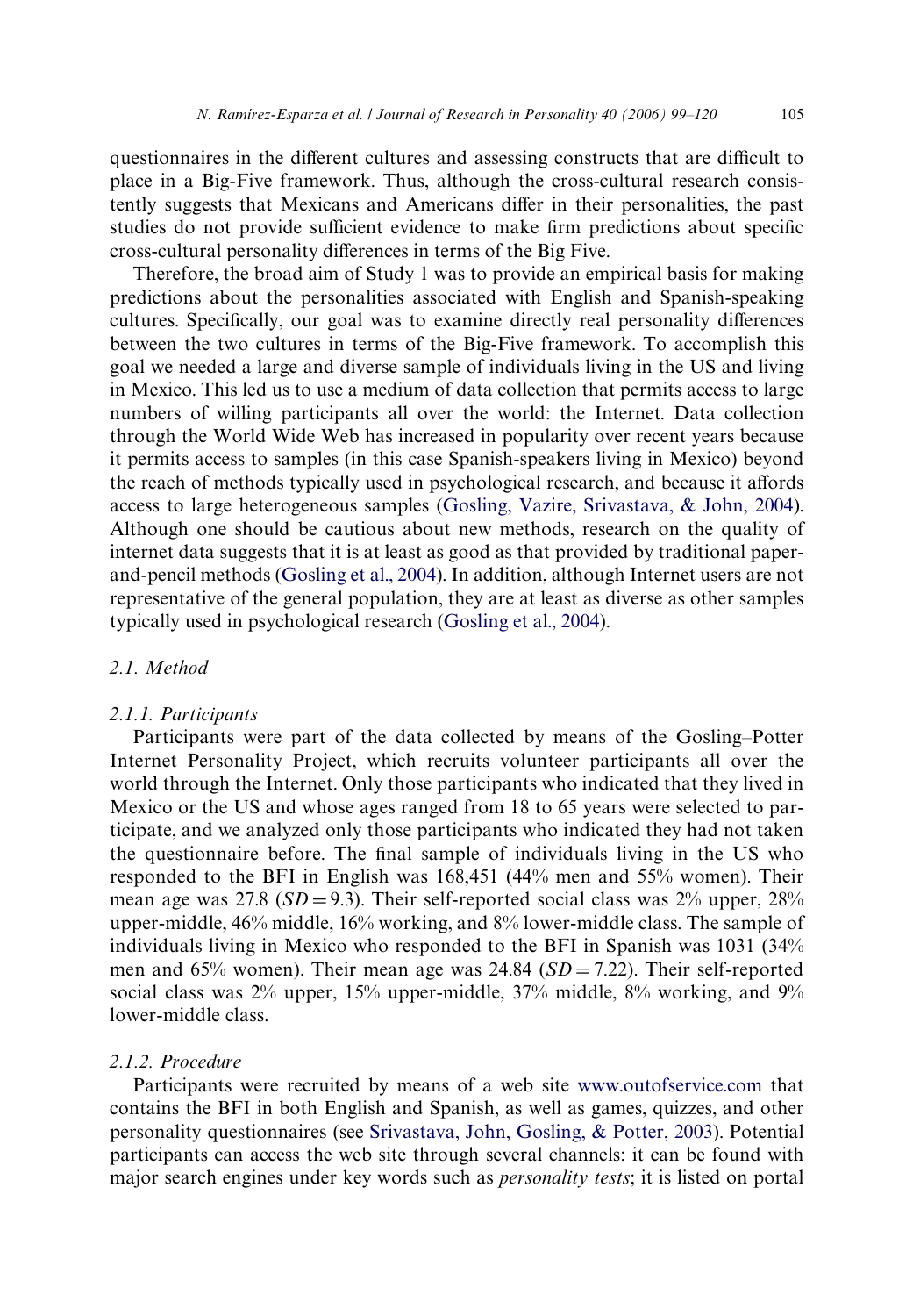questionnaires in the different cultures and assessing constructs that are difficult to place in a Big-Five framework. Thus, although the cross-cultural research consistently suggests that Mexicans and Americans differ in their personalities, the past studies do not provide sufficient evidence to make firm predictions about specific cross-cultural personality differences in terms of the Big Five.

Therefore, the broad aim of Study 1 was to provide an empirical basis for making predictions about the personalities associated with English and Spanish-speaking cultures. Specifically, our goal was to examine directly real personality differences between the two cultures in terms of the Big-Five framework. To accomplish this goal we needed a large and diverse sample of individuals living in the US and living in Mexico. This led us to use a medium of data collection that permits access to large numbers of willing participants all over the world: the Internet. Data collection through the World Wide Web has increased in popularity over recent years because it permits access to samples (in this case Spanish-speakers living in Mexico) beyond the reach of methods typically used in psychological research, and because it affords access to large heterogeneous samples (Gosling, Vazire, Srivastava, & John, 2004). Although one should be cautious about new methods, research on the quality of internet data suggests that it is at least as good as that provided by traditional paper-and-pencil methods (Gosling et al., 2004). In addition, although Internet users are not representative of the general population, they are at least as diverse as other samples typically used in psychological research (Gosling et al., 2004).

## 2.1. Method

### 2.1.1. Participants

Participants were part of the data collected by means of the Gosling–Potter Internet Personality Project, which recruits volunteer participants all over the world through the Internet. Only those participants who indicated that they lived in Mexico or the US and whose ages ranged from 18 to 65 years were selected to participate, and we analyzed only those participants who indicated they had not taken the questionnaire before. The final sample of individuals living in the US who responded to the BFI in English was 168,451 (44% men and 55% women). Their mean age was 27.8 ($SD = 9.3$). Their self-reported social class was 2% upper, 28% upper-middle, 46% middle, 16% working, and 8% lower-middle class. The sample of individuals living in Mexico who responded to the BFI in Spanish was 1031 (34% men and 65% women). Their mean age was 24.84 ($SD = 7.22$). Their self-reported social class was 2% upper, 15% upper-middle, 37% middle, 8% working, and 9% lower-middle class.

### 2.1.2. Procedure

Participants were recruited by means of a web site www.outofservice.com that contains the BFI in both English and Spanish, as well as games, quizzes, and other personality questionnaires (see Srivastava, John, Gosling, & Potter, 2003). Potential participants can access the web site through several channels: it can be found with major search engines under key words such as *personality tests*; it is listed on portal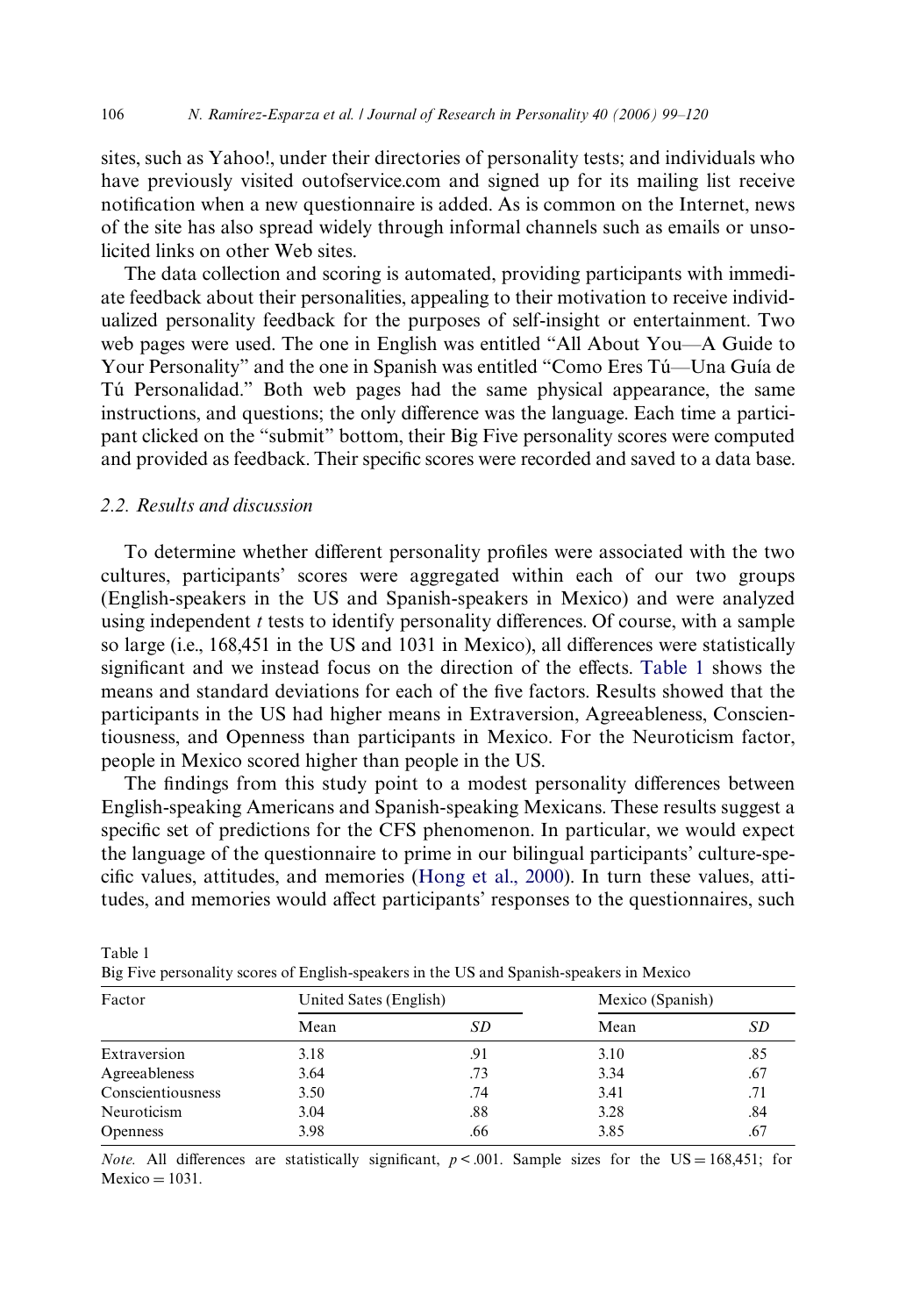sites, such as Yahoo!, under their directories of personality tests; and individuals who have previously visited outofservice.com and signed up for its mailing list receive notification when a new questionnaire is added. As is common on the Internet, news of the site has also spread widely through informal channels such as emails or unsolicited links on other Web sites.

The data collection and scoring is automated, providing participants with immediate feedback about their personalities, appealing to their motivation to receive individualized personality feedback for the purposes of self-insight or entertainment. Two web pages were used. The one in English was entitled "All About You—A Guide to Your Personality" and the one in Spanish was entitled "Como Eres Tú—Una Guía de Tú Personalidad." Both web pages had the same physical appearance, the same instructions, and questions; the only difference was the language. Each time a participant clicked on the "submit" bottom, their Big Five personality scores were computed and provided as feedback. Their specific scores were recorded and saved to a data base.

### 2.2. Results and discussion

To determine whether different personality profiles were associated with the two cultures, participants' scores were aggregated within each of our two groups (English-speakers in the US and Spanish-speakers in Mexico) and were analyzed using independent *t* tests to identify personality differences. Of course, with a sample so large (i.e., 168,451 in the US and 1031 in Mexico), all differences were statistically significant and we instead focus on the direction of the effects. Table 1 shows the means and standard deviations for each of the five factors. Results showed that the participants in the US had higher means in Extraversion, Agreeableness, Conscientiousness, and Openness than participants in Mexico. For the Neuroticism factor, people in Mexico scored higher than people in the US.

The findings from this study point to a modest personality differences between English-speaking Americans and Spanish-speaking Mexicans. These results suggest a specific set of predictions for the CFS phenomenon. In particular, we would expect the language of the questionnaire to prime in our bilingual participants' culture-specific values, attitudes, and memories (Hong et al., 2000). In turn these values, attitudes, and memories would affect participants' responses to the questionnaires, such

Table 1
Big Five personality scores of English-speakers in the US and Spanish-speakers in Mexico

| Factor | United Sates (English) | | Mexico (Spanish) | |
|---|---|---|---|---|
| | Mean | *SD* | Mean | *SD* |
| Extraversion | 3.18 | .91 | 3.10 | .85 |
| Agreeableness | 3.64 | .73 | 3.34 | .67 |
| Conscientiousness | 3.50 | .74 | 3.41 | .71 |
| Neuroticism | 3.04 | .88 | 3.28 | .84 |
| Openness | 3.98 | .66 | 3.85 | .67 |

*Note.* All differences are statistically significant, $p < .001$. Sample sizes for the US = 168,451; for Mexico = 1031.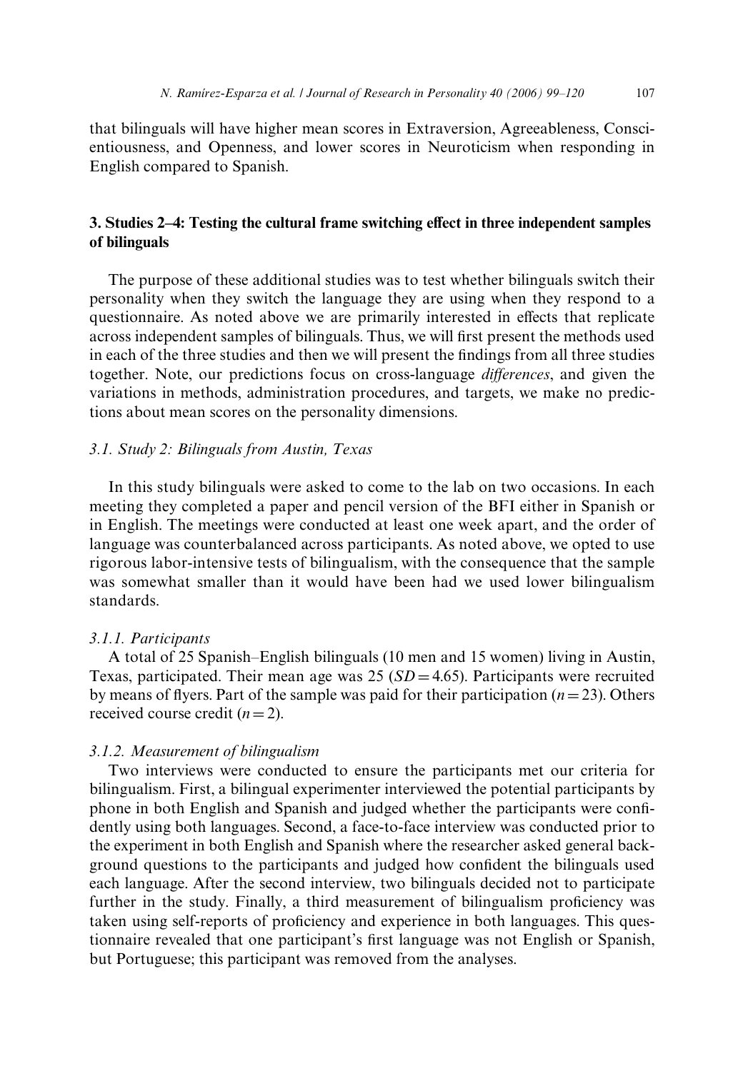that bilinguals will have higher mean scores in Extraversion, Agreeableness, Conscientiousness, and Openness, and lower scores in Neuroticism when responding in English compared to Spanish.

## 3. Studies 2–4: Testing the cultural frame switching effect in three independent samples of bilinguals

The purpose of these additional studies was to test whether bilinguals switch their personality when they switch the language they are using when they respond to a questionnaire. As noted above we are primarily interested in effects that replicate across independent samples of bilinguals. Thus, we will first present the methods used in each of the three studies and then we will present the findings from all three studies together. Note, our predictions focus on cross-language *differences*, and given the variations in methods, administration procedures, and targets, we make no predictions about mean scores on the personality dimensions.

### *3.1. Study 2: Bilinguals from Austin, Texas*

In this study bilinguals were asked to come to the lab on two occasions. In each meeting they completed a paper and pencil version of the BFI either in Spanish or in English. The meetings were conducted at least one week apart, and the order of language was counterbalanced across participants. As noted above, we opted to use rigorous labor-intensive tests of bilingualism, with the consequence that the sample was somewhat smaller than it would have been had we used lower bilingualism standards.

#### *3.1.1. Participants*

A total of 25 Spanish–English bilinguals (10 men and 15 women) living in Austin, Texas, participated. Their mean age was 25 ($SD = 4.65$). Participants were recruited by means of flyers. Part of the sample was paid for their participation ($n = 23$). Others received course credit ($n = 2$).

#### *3.1.2. Measurement of bilingualism*

Two interviews were conducted to ensure the participants met our criteria for bilingualism. First, a bilingual experimenter interviewed the potential participants by phone in both English and Spanish and judged whether the participants were confidently using both languages. Second, a face-to-face interview was conducted prior to the experiment in both English and Spanish where the researcher asked general background questions to the participants and judged how confident the bilinguals used each language. After the second interview, two bilinguals decided not to participate further in the study. Finally, a third measurement of bilingualism proficiency was taken using self-reports of proficiency and experience in both languages. This questionnaire revealed that one participant's first language was not English or Spanish, but Portuguese; this participant was removed from the analyses.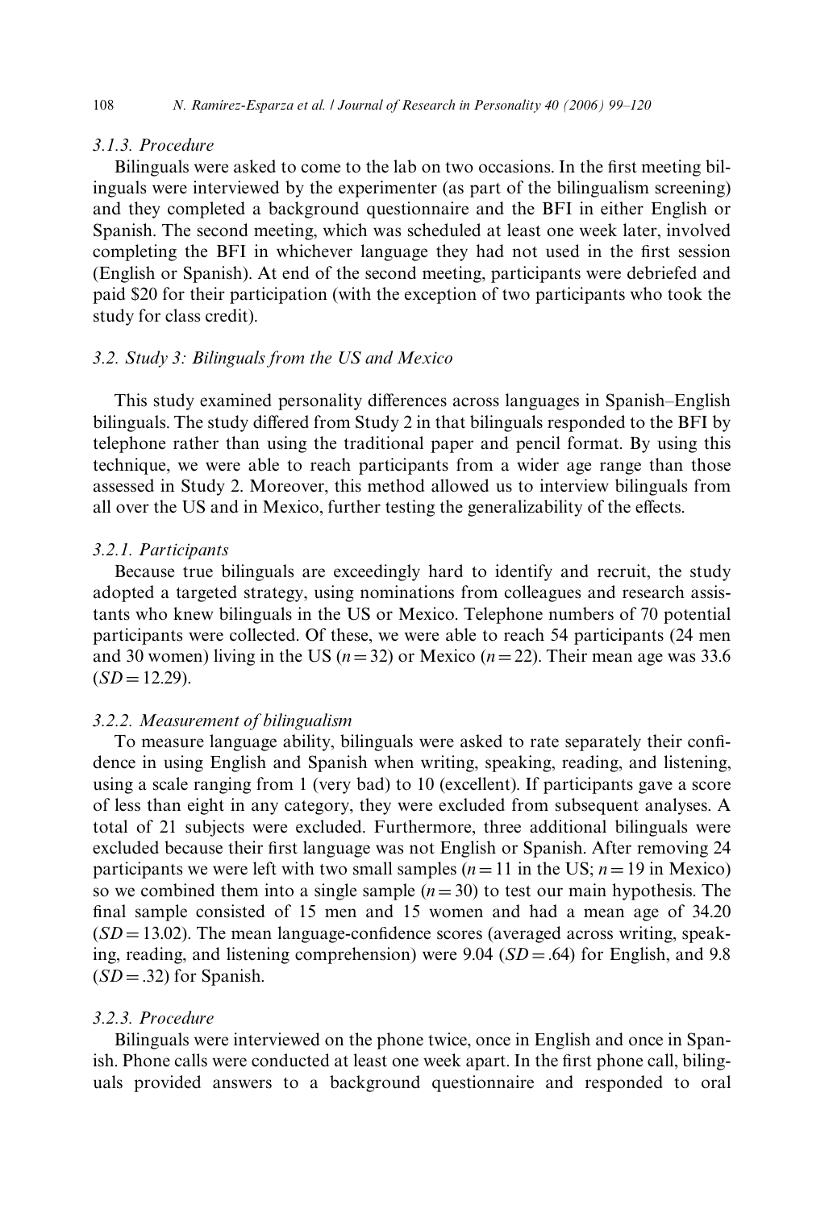### 3.1.3. Procedure

Bilinguals were asked to come to the lab on two occasions. In the first meeting bilinguals were interviewed by the experimenter (as part of the bilingualism screening) and they completed a background questionnaire and the BFI in either English or Spanish. The second meeting, which was scheduled at least one week later, involved completing the BFI in whichever language they had not used in the first session (English or Spanish). At end of the second meeting, participants were debriefed and paid $20 for their participation (with the exception of two participants who took the study for class credit).

## 3.2. Study 3: Bilinguals from the US and Mexico

This study examined personality differences across languages in Spanish–English bilinguals. The study differed from Study 2 in that bilinguals responded to the BFI by telephone rather than using the traditional paper and pencil format. By using this technique, we were able to reach participants from a wider age range than those assessed in Study 2. Moreover, this method allowed us to interview bilinguals from all over the US and in Mexico, further testing the generalizability of the effects.

### 3.2.1. Participants

Because true bilinguals are exceedingly hard to identify and recruit, the study adopted a targeted strategy, using nominations from colleagues and research assistants who knew bilinguals in the US or Mexico. Telephone numbers of 70 potential participants were collected. Of these, we were able to reach 54 participants (24 men and 30 women) living in the US ($n = 32$) or Mexico ($n = 22$). Their mean age was 33.6 ($SD = 12.29$).

### 3.2.2. Measurement of bilingualism

To measure language ability, bilinguals were asked to rate separately their confidence in using English and Spanish when writing, speaking, reading, and listening, using a scale ranging from 1 (very bad) to 10 (excellent). If participants gave a score of less than eight in any category, they were excluded from subsequent analyses. A total of 21 subjects were excluded. Furthermore, three additional bilinguals were excluded because their first language was not English or Spanish. After removing 24 participants we were left with two small samples ($n = 11$ in the US; $n = 19$ in Mexico) so we combined them into a single sample ($n = 30$) to test our main hypothesis. The final sample consisted of 15 men and 15 women and had a mean age of 34.20 ($SD = 13.02$). The mean language-confidence scores (averaged across writing, speaking, reading, and listening comprehension) were 9.04 ($SD = .64$) for English, and 9.8 ($SD = .32$) for Spanish.

### 3.2.3. Procedure

Bilinguals were interviewed on the phone twice, once in English and once in Spanish. Phone calls were conducted at least one week apart. In the first phone call, bilinguals provided answers to a background questionnaire and responded to oral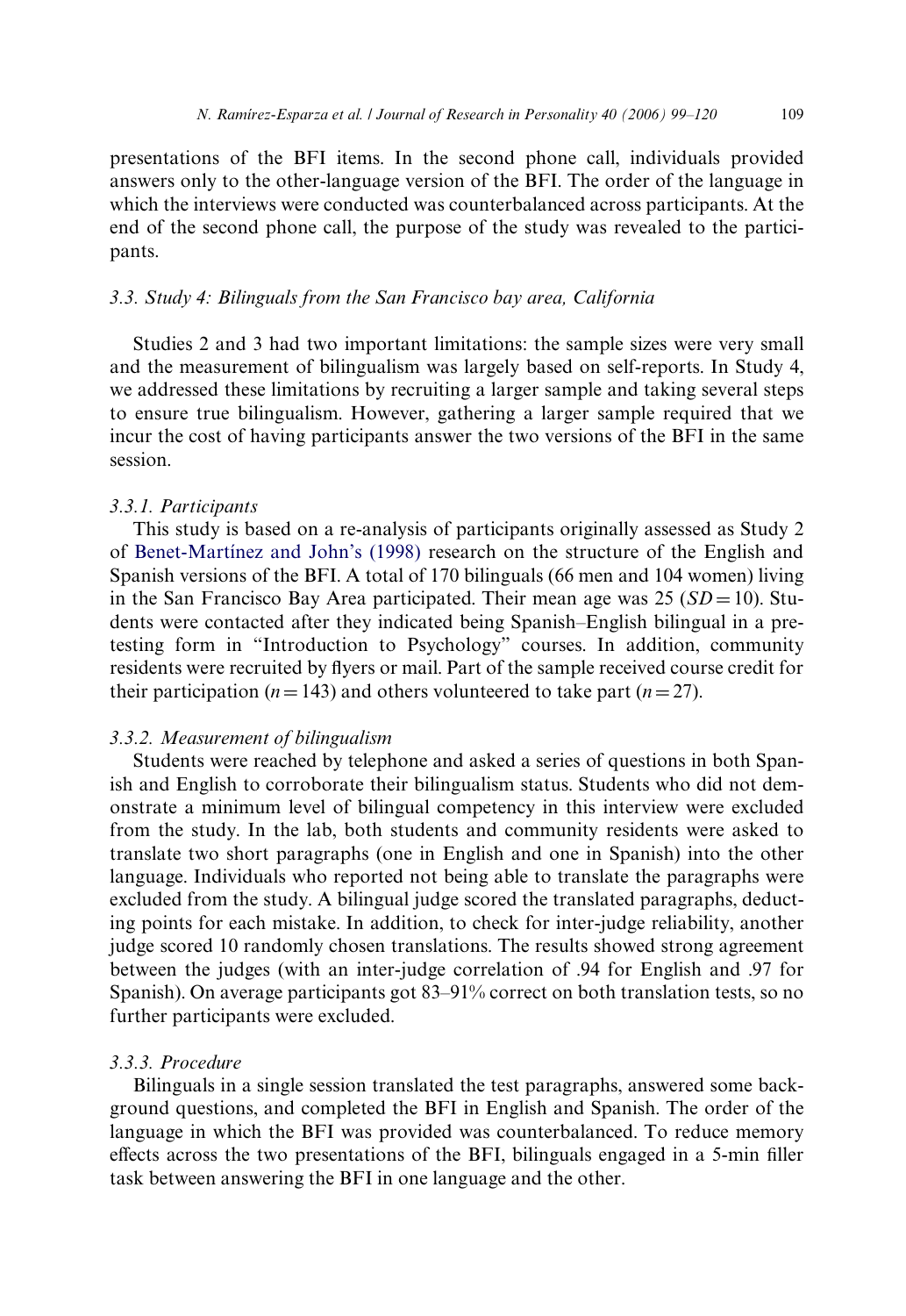presentations of the BFI items. In the second phone call, individuals provided answers only to the other-language version of the BFI. The order of the language in which the interviews were conducted was counterbalanced across participants. At the end of the second phone call, the purpose of the study was revealed to the participants.

### *3.3. Study 4: Bilinguals from the San Francisco bay area, California*

Studies 2 and 3 had two important limitations: the sample sizes were very small and the measurement of bilingualism was largely based on self-reports. In Study 4, we addressed these limitations by recruiting a larger sample and taking several steps to ensure true bilingualism. However, gathering a larger sample required that we incur the cost of having participants answer the two versions of the BFI in the same session.

#### *3.3.1. Participants*

This study is based on a re-analysis of participants originally assessed as Study 2 of Benet-Martínez and John's (1998) research on the structure of the English and Spanish versions of the BFI. A total of 170 bilinguals (66 men and 104 women) living in the San Francisco Bay Area participated. Their mean age was 25 ($SD = 10$). Students were contacted after they indicated being Spanish–English bilingual in a pre-testing form in "Introduction to Psychology" courses. In addition, community residents were recruited by flyers or mail. Part of the sample received course credit for their participation ($n = 143$) and others volunteered to take part ($n = 27$).

#### *3.3.2. Measurement of bilingualism*

Students were reached by telephone and asked a series of questions in both Spanish and English to corroborate their bilingualism status. Students who did not demonstrate a minimum level of bilingual competency in this interview were excluded from the study. In the lab, both students and community residents were asked to translate two short paragraphs (one in English and one in Spanish) into the other language. Individuals who reported not being able to translate the paragraphs were excluded from the study. A bilingual judge scored the translated paragraphs, deducting points for each mistake. In addition, to check for inter-judge reliability, another judge scored 10 randomly chosen translations. The results showed strong agreement between the judges (with an inter-judge correlation of .94 for English and .97 for Spanish). On average participants got 83–91% correct on both translation tests, so no further participants were excluded.

#### *3.3.3. Procedure*

Bilinguals in a single session translated the test paragraphs, answered some background questions, and completed the BFI in English and Spanish. The order of the language in which the BFI was provided was counterbalanced. To reduce memory effects across the two presentations of the BFI, bilinguals engaged in a 5-min filler task between answering the BFI in one language and the other.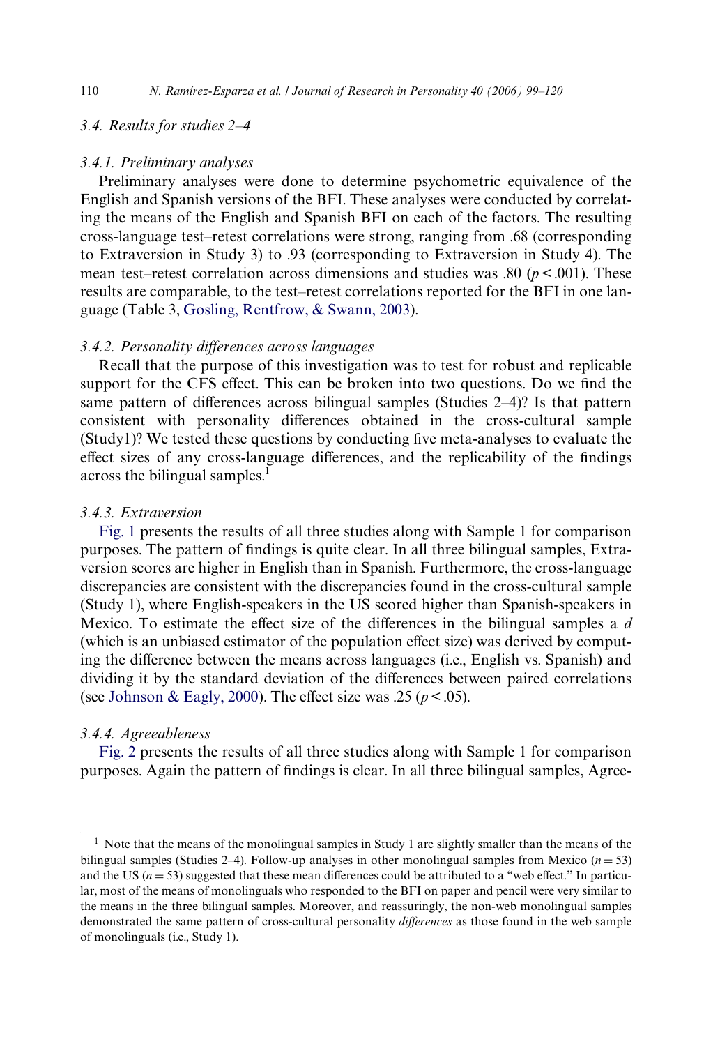### 3.4. Results for studies 2–4

#### 3.4.1. Preliminary analyses

Preliminary analyses were done to determine psychometric equivalence of the English and Spanish versions of the BFI. These analyses were conducted by correlating the means of the English and Spanish BFI on each of the factors. The resulting cross-language test–retest correlations were strong, ranging from .68 (corresponding to Extraversion in Study 3) to .93 (corresponding to Extraversion in Study 4). The mean test–retest correlation across dimensions and studies was .80 ($p < .001$). These results are comparable, to the test–retest correlations reported for the BFI in one language (Table 3, Gosling, Rentfrow, & Swann, 2003).

#### 3.4.2. Personality differences across languages

Recall that the purpose of this investigation was to test for robust and replicable support for the CFS effect. This can be broken into two questions. Do we find the same pattern of differences across bilingual samples (Studies 2–4)? Is that pattern consistent with personality differences obtained in the cross-cultural sample (Study1)? We tested these questions by conducting five meta-analyses to evaluate the effect sizes of any cross-language differences, and the replicability of the findings across the bilingual samples.[1]

#### 3.4.3. Extraversion

Fig. 1 presents the results of all three studies along with Sample 1 for comparison purposes. The pattern of findings is quite clear. In all three bilingual samples, Extraversion scores are higher in English than in Spanish. Furthermore, the cross-language discrepancies are consistent with the discrepancies found in the cross-cultural sample (Study 1), where English-speakers in the US scored higher than Spanish-speakers in Mexico. To estimate the effect size of the differences in the bilingual samples a $d$ (which is an unbiased estimator of the population effect size) was derived by computing the difference between the means across languages (i.e., English vs. Spanish) and dividing it by the standard deviation of the differences between paired correlations (see Johnson & Eagly, 2000). The effect size was .25 ($p < .05$).

#### 3.4.4. Agreeableness

Fig. 2 presents the results of all three studies along with Sample 1 for comparison purposes. Again the pattern of findings is clear. In all three bilingual samples, Agree-

[1] Note that the means of the monolingual samples in Study 1 are slightly smaller than the means of the bilingual samples (Studies 2–4). Follow-up analyses in other monolingual samples from Mexico ($n = 53$) and the US ($n = 53$) suggested that these mean differences could be attributed to a "web effect." In particular, most of the means of monolinguals who responded to the BFI on paper and pencil were very similar to the means in the three bilingual samples. Moreover, and reassuringly, the non-web monolingual samples demonstrated the same pattern of cross-cultural personality *differences* as those found in the web sample of monolinguals (i.e., Study 1).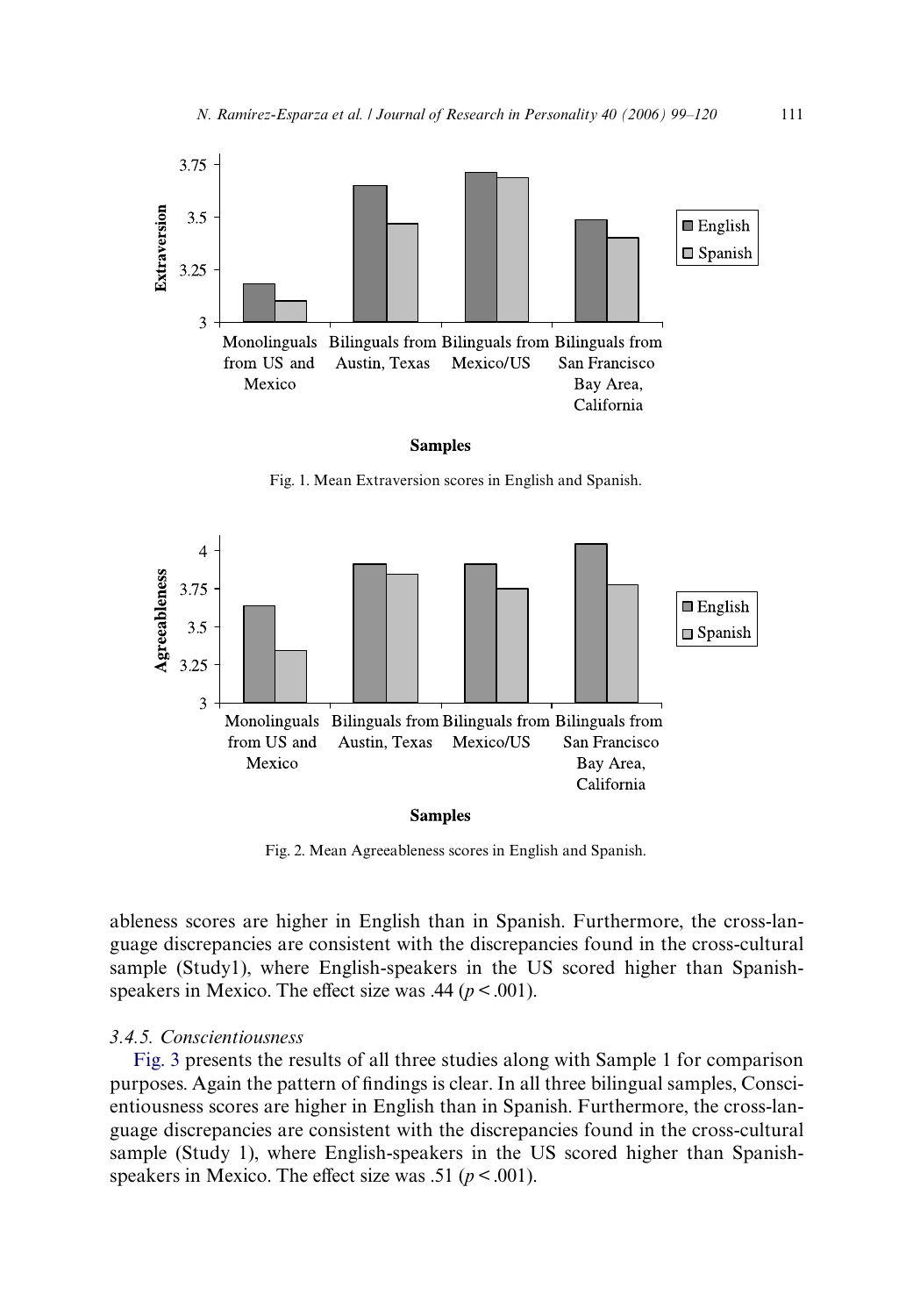3.75

3.5

3.25

3

Extraversion

English

Spanish

Monolinguals from US and Mexico

Bilinguals from Austin, Texas

Bilinguals from Mexico/US

Bilinguals from San Francisco Bay Area, California

Samples

Fig. 1. Mean Extraversion scores in English and Spanish.

4

3.75

3.5

3.25

3

Agreeableness

English

Spanish

Monolinguals from US and Mexico

Bilinguals from Austin, Texas

Bilinguals from Mexico/US

Bilinguals from San Francisco Bay Area, California

Samples

Fig. 2. Mean Agreeableness scores in English and Spanish.

ableness scores are higher in English than in Spanish. Furthermore, the cross-language discrepancies are consistent with the discrepancies found in the cross-cultural sample (Study1), where English-speakers in the US scored higher than Spanish-speakers in Mexico. The effect size was .44 ($p < .001$).

#### 3.4.5. Conscientiousness

Fig. 3 presents the results of all three studies along with Sample 1 for comparison purposes. Again the pattern of findings is clear. In all three bilingual samples, Conscientiousness scores are higher in English than in Spanish. Furthermore, the cross-language discrepancies are consistent with the discrepancies found in the cross-cultural sample (Study 1), where English-speakers in the US scored higher than Spanish-speakers in Mexico. The effect size was .51 ($p < .001$).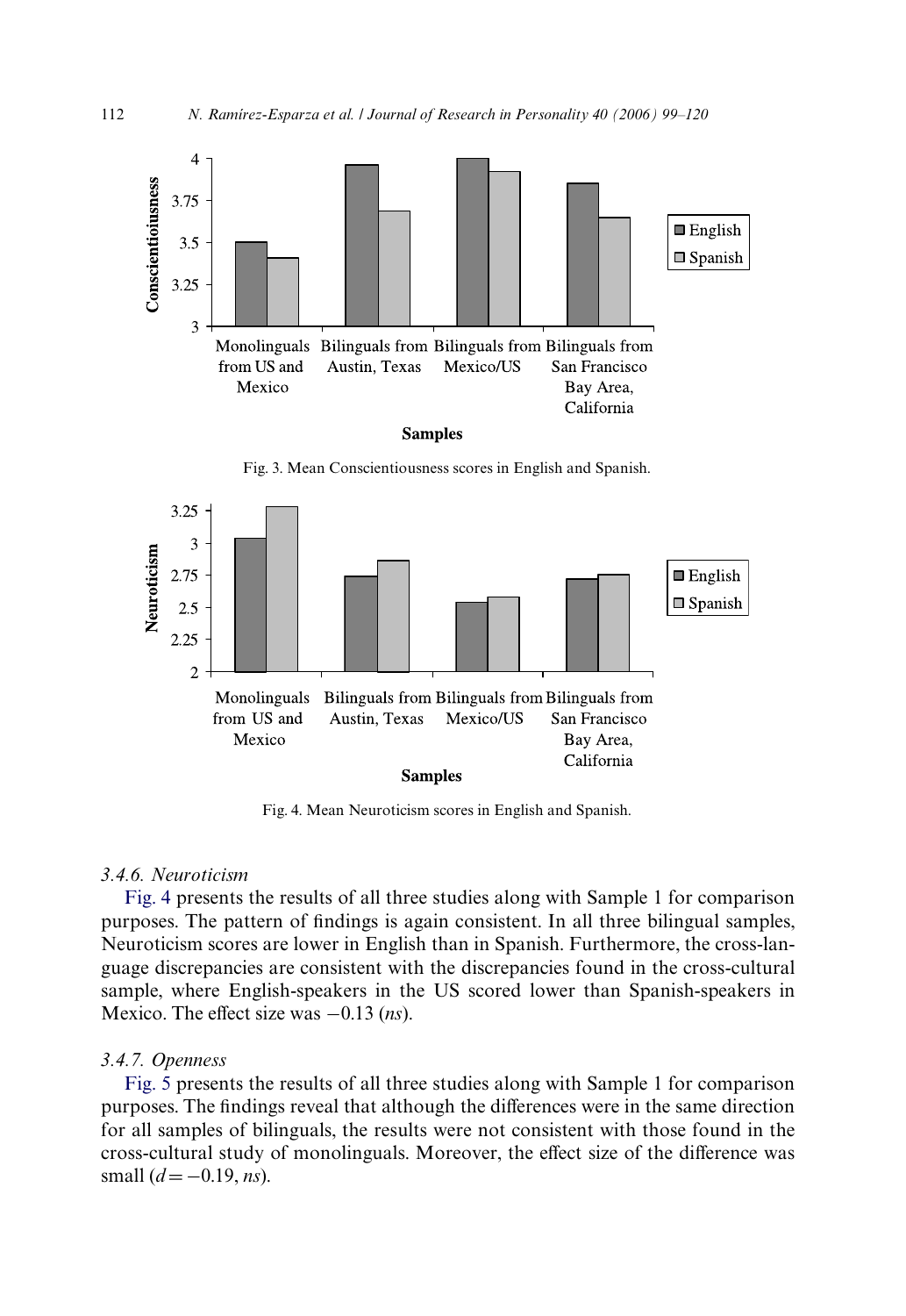Conscientioiusness

4

3.75

3.5

3.25

3

Monolinguals from US and Mexico

Bilinguals from Austin, Texas

Bilinguals from Mexico/US

Bilinguals from San Francisco Bay Area, California

Samples

English

Spanish

Fig. 3. Mean Conscientiousness scores in English and Spanish.

Neuroticism

3.25

3

2.75

2.5

2.25

2

Monolinguals from US and Mexico

Bilinguals from Austin, Texas

Bilinguals from Mexico/US

Bilinguals from San Francisco Bay Area, California

Samples

English

Spanish

Fig. 4. Mean Neuroticism scores in English and Spanish.

### *3.4.6. Neuroticism*

Fig. 4 presents the results of all three studies along with Sample 1 for comparison purposes. The pattern of findings is again consistent. In all three bilingual samples, Neuroticism scores are lower in English than in Spanish. Furthermore, the cross-language discrepancies are consistent with the discrepancies found in the cross-cultural sample, where English-speakers in the US scored lower than Spanish-speakers in Mexico. The effect size was −0.13 (*ns*).

### *3.4.7. Openness*

Fig. 5 presents the results of all three studies along with Sample 1 for comparison purposes. The findings reveal that although the differences were in the same direction for all samples of bilinguals, the results were not consistent with those found in the cross-cultural study of monolinguals. Moreover, the effect size of the difference was small ($d = -0.19$, *ns*).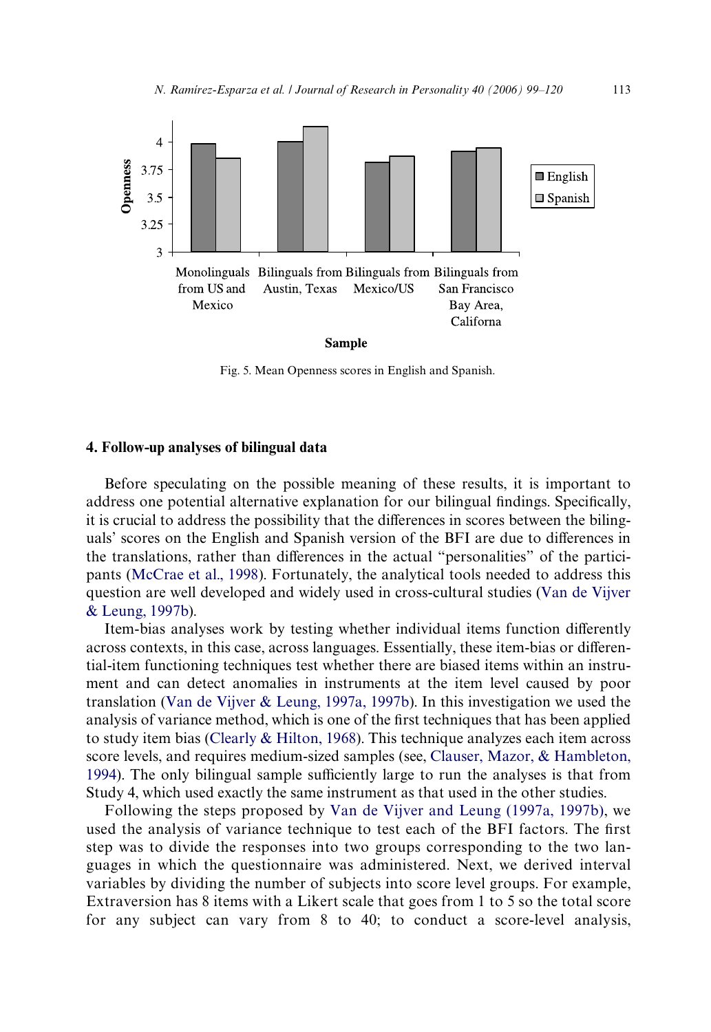Openness

4

3.75

3.5

3.25

3

Monolinguals from US and Mexico

Bilinguals from Austin, Texas

Bilinguals from Mexico/US

Bilinguals from San Francisco Bay Area, Californa

Sample

English

Spanish

Fig. 5. Mean Openness scores in English and Spanish.

## 4. Follow-up analyses of bilingual data

Before speculating on the possible meaning of these results, it is important to address one potential alternative explanation for our bilingual findings. Specifically, it is crucial to address the possibility that the differences in scores between the bilinguals' scores on the English and Spanish version of the BFI are due to differences in the translations, rather than differences in the actual "personalities" of the participants (McCrae et al., 1998). Fortunately, the analytical tools needed to address this question are well developed and widely used in cross-cultural studies (Van de Vijver & Leung, 1997b).

Item-bias analyses work by testing whether individual items function differently across contexts, in this case, across languages. Essentially, these item-bias or differential-item functioning techniques test whether there are biased items within an instrument and can detect anomalies in instruments at the item level caused by poor translation (Van de Vijver & Leung, 1997a, 1997b). In this investigation we used the analysis of variance method, which is one of the first techniques that has been applied to study item bias (Clearly & Hilton, 1968). This technique analyzes each item across score levels, and requires medium-sized samples (see, Clauser, Mazor, & Hambleton, 1994). The only bilingual sample sufficiently large to run the analyses is that from Study 4, which used exactly the same instrument as that used in the other studies.

Following the steps proposed by Van de Vijver and Leung (1997a, 1997b), we used the analysis of variance technique to test each of the BFI factors. The first step was to divide the responses into two groups corresponding to the two languages in which the questionnaire was administered. Next, we derived interval variables by dividing the number of subjects into score level groups. For example, Extraversion has 8 items with a Likert scale that goes from 1 to 5 so the total score for any subject can vary from 8 to 40; to conduct a score-level analysis,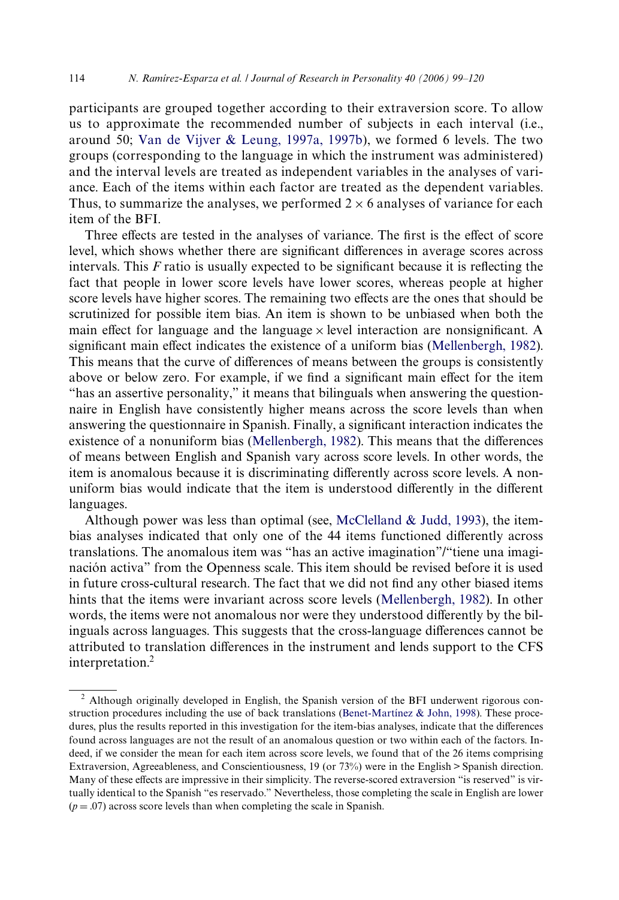participants are grouped together according to their extraversion score. To allow us to approximate the recommended number of subjects in each interval (i.e., around 50; Van de Vijver & Leung, 1997a, 1997b), we formed 6 levels. The two groups (corresponding to the language in which the instrument was administered) and the interval levels are treated as independent variables in the analyses of variance. Each of the items within each factor are treated as the dependent variables. Thus, to summarize the analyses, we performed $2 \times 6$ analyses of variance for each item of the BFI.

Three effects are tested in the analyses of variance. The first is the effect of score level, which shows whether there are significant differences in average scores across intervals. This $F$ ratio is usually expected to be significant because it is reflecting the fact that people in lower score levels have lower scores, whereas people at higher score levels have higher scores. The remaining two effects are the ones that should be scrutinized for possible item bias. An item is shown to be unbiased when both the main effect for language and the language $\times$ level interaction are nonsignificant. A significant main effect indicates the existence of a uniform bias (Mellenbergh, 1982). This means that the curve of differences of means between the groups is consistently above or below zero. For example, if we find a significant main effect for the item "has an assertive personality," it means that bilinguals when answering the questionnaire in English have consistently higher means across the score levels than when answering the questionnaire in Spanish. Finally, a significant interaction indicates the existence of a nonuniform bias (Mellenbergh, 1982). This means that the differences of means between English and Spanish vary across score levels. In other words, the item is anomalous because it is discriminating differently across score levels. A nonuniform bias would indicate that the item is understood differently in the different languages.

Although power was less than optimal (see, McClelland & Judd, 1993), the item-bias analyses indicated that only one of the 44 items functioned differently across translations. The anomalous item was "has an active imagination"/"tiene una imaginación activa" from the Openness scale. This item should be revised before it is used in future cross-cultural research. The fact that we did not find any other biased items hints that the items were invariant across score levels (Mellenbergh, 1982). In other words, the items were not anomalous nor were they understood differently by the bilinguals across languages. This suggests that the cross-language differences cannot be attributed to translation differences in the instrument and lends support to the CFS interpretation.[2]

[2] Although originally developed in English, the Spanish version of the BFI underwent rigorous construction procedures including the use of back translations (Benet-Martínez & John, 1998). These procedures, plus the results reported in this investigation for the item-bias analyses, indicate that the differences found across languages are not the result of an anomalous question or two within each of the factors. Indeed, if we consider the mean for each item across score levels, we found that of the 26 items comprising Extraversion, Agreeableness, and Conscientiousness, 19 (or 73%) were in the English > Spanish direction. Many of these effects are impressive in their simplicity. The reverse-scored extraversion "is reserved" is virtually identical to the Spanish "es reservado." Nevertheless, those completing the scale in English are lower ($p = .07$) across score levels than when completing the scale in Spanish.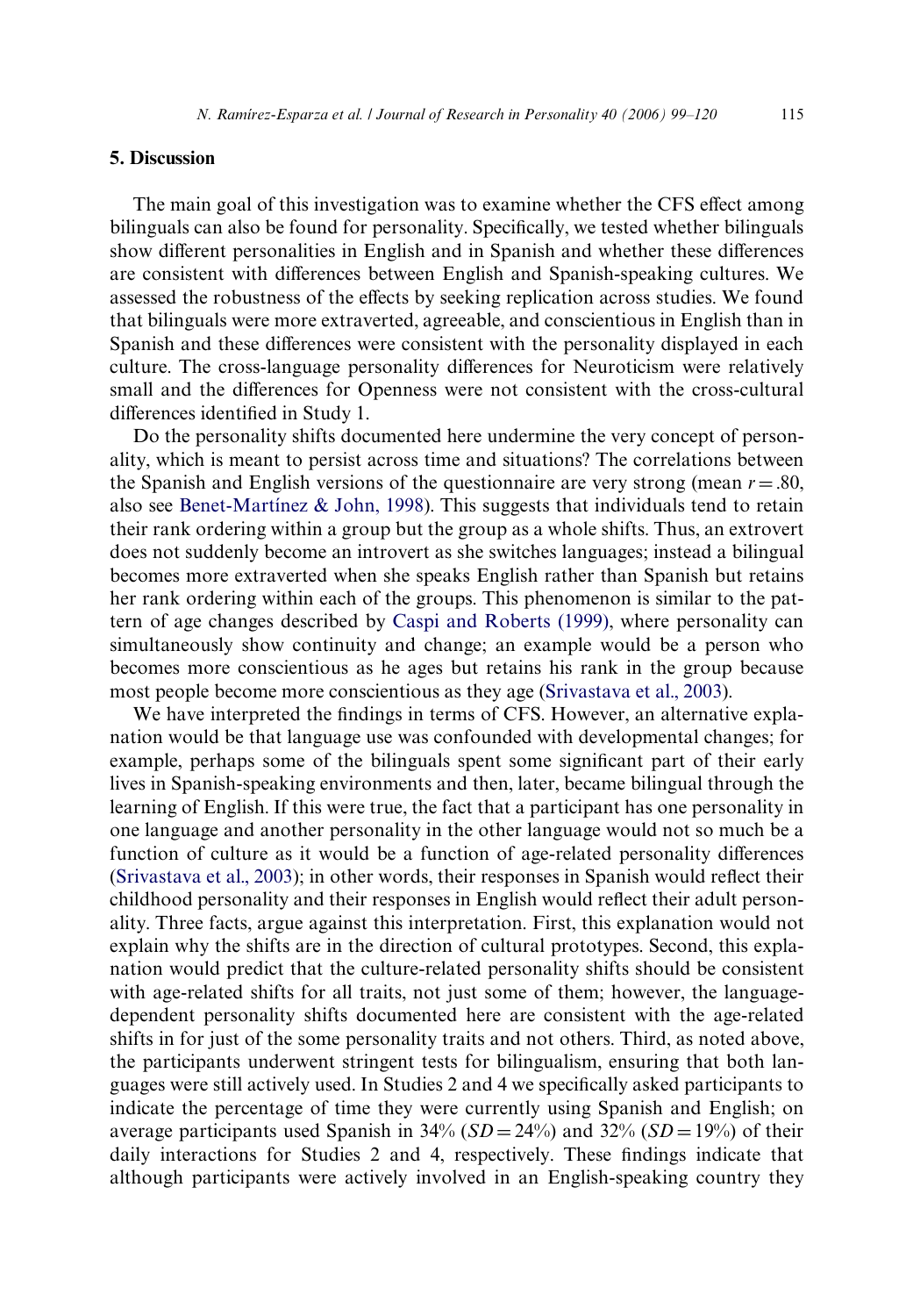## 5. Discussion

The main goal of this investigation was to examine whether the CFS effect among bilinguals can also be found for personality. Specifically, we tested whether bilinguals show different personalities in English and in Spanish and whether these differences are consistent with differences between English and Spanish-speaking cultures. We assessed the robustness of the effects by seeking replication across studies. We found that bilinguals were more extraverted, agreeable, and conscientious in English than in Spanish and these differences were consistent with the personality displayed in each culture. The cross-language personality differences for Neuroticism were relatively small and the differences for Openness were not consistent with the cross-cultural differences identified in Study 1.

Do the personality shifts documented here undermine the very concept of personality, which is meant to persist across time and situations? The correlations between the Spanish and English versions of the questionnaire are very strong (mean $r = .80$, also see Benet-Martínez & John, 1998). This suggests that individuals tend to retain their rank ordering within a group but the group as a whole shifts. Thus, an extrovert does not suddenly become an introvert as she switches languages; instead a bilingual becomes more extraverted when she speaks English rather than Spanish but retains her rank ordering within each of the groups. This phenomenon is similar to the pattern of age changes described by Caspi and Roberts (1999), where personality can simultaneously show continuity and change; an example would be a person who becomes more conscientious as he ages but retains his rank in the group because most people become more conscientious as they age (Srivastava et al., 2003).

We have interpreted the findings in terms of CFS. However, an alternative explanation would be that language use was confounded with developmental changes; for example, perhaps some of the bilinguals spent some significant part of their early lives in Spanish-speaking environments and then, later, became bilingual through the learning of English. If this were true, the fact that a participant has one personality in one language and another personality in the other language would not so much be a function of culture as it would be a function of age-related personality differences (Srivastava et al., 2003); in other words, their responses in Spanish would reflect their childhood personality and their responses in English would reflect their adult personality. Three facts, argue against this interpretation. First, this explanation would not explain why the shifts are in the direction of cultural prototypes. Second, this explanation would predict that the culture-related personality shifts should be consistent with age-related shifts for all traits, not just some of them; however, the language-dependent personality shifts documented here are consistent with the age-related shifts in for just of the some personality traits and not others. Third, as noted above, the participants underwent stringent tests for bilingualism, ensuring that both languages were still actively used. In Studies 2 and 4 we specifically asked participants to indicate the percentage of time they were currently using Spanish and English; on average participants used Spanish in 34% ($SD = 24\%$) and 32% ($SD = 19\%$) of their daily interactions for Studies 2 and 4, respectively. These findings indicate that although participants were actively involved in an English-speaking country they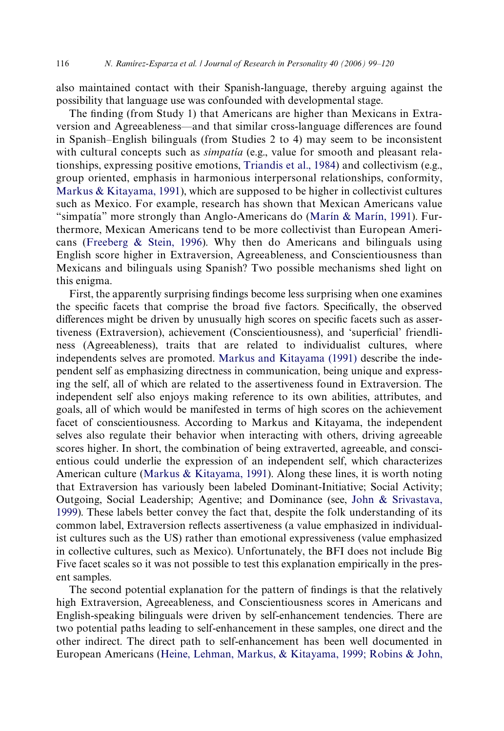also maintained contact with their Spanish-language, thereby arguing against the possibility that language use was confounded with developmental stage.

The finding (from Study 1) that Americans are higher than Mexicans in Extraversion and Agreeableness—and that similar cross-language differences are found in Spanish–English bilinguals (from Studies 2 to 4) may seem to be inconsistent with cultural concepts such as *simpatía* (e.g., value for smooth and pleasant relationships, expressing positive emotions, Triandis et al., 1984) and collectivism (e.g., group oriented, emphasis in harmonious interpersonal relationships, conformity, Markus & Kitayama, 1991), which are supposed to be higher in collectivist cultures such as Mexico. For example, research has shown that Mexican Americans value "simpatía" more strongly than Anglo-Americans do (Marín & Marín, 1991). Furthermore, Mexican Americans tend to be more collectivist than European Americans (Freeberg & Stein, 1996). Why then do Americans and bilinguals using English score higher in Extraversion, Agreeableness, and Conscientiousness than Mexicans and bilinguals using Spanish? Two possible mechanisms shed light on this enigma.

First, the apparently surprising findings become less surprising when one examines the specific facets that comprise the broad five factors. Specifically, the observed differences might be driven by unusually high scores on specific facets such as assertiveness (Extraversion), achievement (Conscientiousness), and 'superficial' friendliness (Agreeableness), traits that are related to individualist cultures, where independents selves are promoted. Markus and Kitayama (1991) describe the independent self as emphasizing directness in communication, being unique and expressing the self, all of which are related to the assertiveness found in Extraversion. The independent self also enjoys making reference to its own abilities, attributes, and goals, all of which would be manifested in terms of high scores on the achievement facet of conscientiousness. According to Markus and Kitayama, the independent selves also regulate their behavior when interacting with others, driving agreeable scores higher. In short, the combination of being extraverted, agreeable, and conscientious could underlie the expression of an independent self, which characterizes American culture (Markus & Kitayama, 1991). Along these lines, it is worth noting that Extraversion has variously been labeled Dominant-Initiative; Social Activity; Outgoing, Social Leadership; Agentive; and Dominance (see, John & Srivastava, 1999). These labels better convey the fact that, despite the folk understanding of its common label, Extraversion reflects assertiveness (a value emphasized in individualist cultures such as the US) rather than emotional expressiveness (value emphasized in collective cultures, such as Mexico). Unfortunately, the BFI does not include Big Five facet scales so it was not possible to test this explanation empirically in the present samples.

The second potential explanation for the pattern of findings is that the relatively high Extraversion, Agreeableness, and Conscientiousness scores in Americans and English-speaking bilinguals were driven by self-enhancement tendencies. There are two potential paths leading to self-enhancement in these samples, one direct and the other indirect. The direct path to self-enhancement has been well documented in European Americans (Heine, Lehman, Markus, & Kitayama, 1999; Robins & John,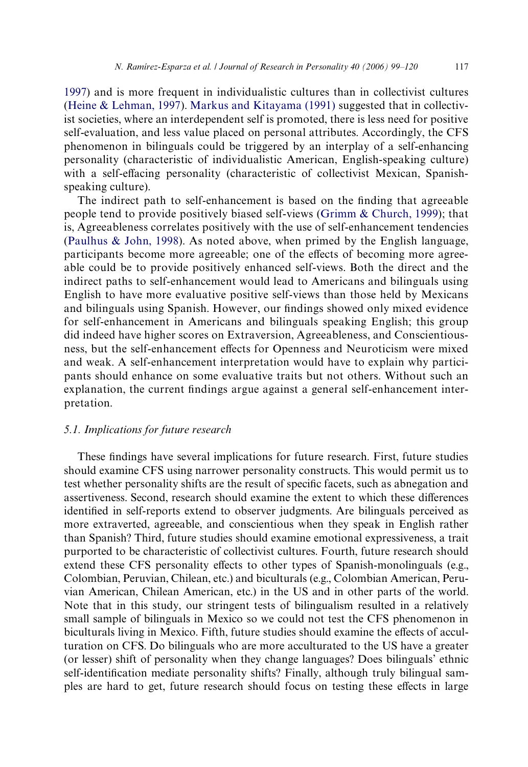1997) and is more frequent in individualistic cultures than in collectivist cultures (Heine & Lehman, 1997). Markus and Kitayama (1991) suggested that in collectivist societies, where an interdependent self is promoted, there is less need for positive self-evaluation, and less value placed on personal attributes. Accordingly, the CFS phenomenon in bilinguals could be triggered by an interplay of a self-enhancing personality (characteristic of individualistic American, English-speaking culture) with a self-effacing personality (characteristic of collectivist Mexican, Spanish-speaking culture).

The indirect path to self-enhancement is based on the finding that agreeable people tend to provide positively biased self-views (Grimm & Church, 1999); that is, Agreeableness correlates positively with the use of self-enhancement tendencies (Paulhus & John, 1998). As noted above, when primed by the English language, participants become more agreeable; one of the effects of becoming more agreeable could be to provide positively enhanced self-views. Both the direct and the indirect paths to self-enhancement would lead to Americans and bilinguals using English to have more evaluative positive self-views than those held by Mexicans and bilinguals using Spanish. However, our findings showed only mixed evidence for self-enhancement in Americans and bilinguals speaking English; this group did indeed have higher scores on Extraversion, Agreeableness, and Conscientiousness, but the self-enhancement effects for Openness and Neuroticism were mixed and weak. A self-enhancement interpretation would have to explain why participants should enhance on some evaluative traits but not others. Without such an explanation, the current findings argue against a general self-enhancement interpretation.

### *5.1. Implications for future research*

These findings have several implications for future research. First, future studies should examine CFS using narrower personality constructs. This would permit us to test whether personality shifts are the result of specific facets, such as abnegation and assertiveness. Second, research should examine the extent to which these differences identified in self-reports extend to observer judgments. Are bilinguals perceived as more extraverted, agreeable, and conscientious when they speak in English rather than Spanish? Third, future studies should examine emotional expressiveness, a trait purported to be characteristic of collectivist cultures. Fourth, future research should extend these CFS personality effects to other types of Spanish-monolinguals (e.g., Colombian, Peruvian, Chilean, etc.) and biculturals (e.g., Colombian American, Peruvian American, Chilean American, etc.) in the US and in other parts of the world. Note that in this study, our stringent tests of bilingualism resulted in a relatively small sample of bilinguals in Mexico so we could not test the CFS phenomenon in biculturals living in Mexico. Fifth, future studies should examine the effects of acculturation on CFS. Do bilinguals who are more acculturated to the US have a greater (or lesser) shift of personality when they change languages? Does bilinguals' ethnic self-identification mediate personality shifts? Finally, although truly bilingual samples are hard to get, future research should focus on testing these effects in large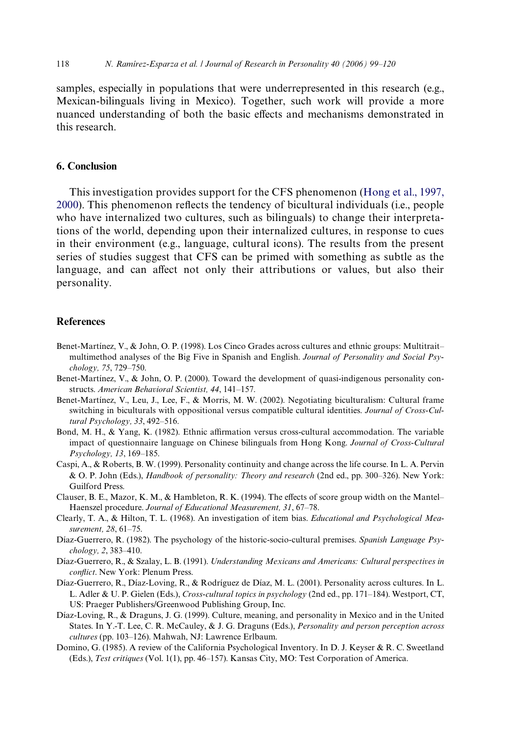samples, especially in populations that were underrepresented in this research (e.g., Mexican-bilinguals living in Mexico). Together, such work will provide a more nuanced understanding of both the basic effects and mechanisms demonstrated in this research.

## 6. Conclusion

This investigation provides support for the CFS phenomenon (Hong et al., 1997, 2000). This phenomenon reflects the tendency of bicultural individuals (i.e., people who have internalized two cultures, such as bilinguals) to change their interpretations of the world, depending upon their internalized cultures, in response to cues in their environment (e.g., language, cultural icons). The results from the present series of studies suggest that CFS can be primed with something as subtle as the language, and can affect not only their attributions or values, but also their personality.

## References

Benet-Martínez, V., & John, O. P. (1998). Los Cinco Grades across cultures and ethnic groups: Multitrait–multimethod analyses of the Big Five in Spanish and English. *Journal of Personality and Social Psychology, 75*, 729–750.

Benet-Martínez, V., & John, O. P. (2000). Toward the development of quasi-indigenous personality constructs. *American Behavioral Scientist, 44*, 141–157.

Benet-Martínez, V., Leu, J., Lee, F., & Morris, M. W. (2002). Negotiating biculturalism: Cultural frame switching in biculturals with oppositional versus compatible cultural identities. *Journal of Cross-Cultural Psychology, 33*, 492–516.

Bond, M. H., & Yang, K. (1982). Ethnic affirmation versus cross-cultural accommodation. The variable impact of questionnaire language on Chinese bilinguals from Hong Kong. *Journal of Cross-Cultural Psychology, 13*, 169–185.

Caspi, A., & Roberts, B. W. (1999). Personality continuity and change across the life course. In L. A. Pervin & O. P. John (Eds.), *Handbook of personality: Theory and research* (2nd ed., pp. 300–326). New York: Guilford Press.

Clauser, B. E., Mazor, K. M., & Hambleton, R. K. (1994). The effects of score group width on the Mantel–Haenszel procedure. *Journal of Educational Measurement, 31*, 67–78.

Clearly, T. A., & Hilton, T. L. (1968). An investigation of item bias. *Educational and Psychological Measurement, 28*, 61–75.

Díaz-Guerrero, R. (1982). The psychology of the historic-socio-cultural premises. *Spanish Language Psychology, 2*, 383–410.

Díaz-Guerrero, R., & Szalay, L. B. (1991). *Understanding Mexicans and Americans: Cultural perspectives in conflict*. New York: Plenum Press.

Díaz-Guerrero, R., Díaz-Loving, R., & Rodríguez de Díaz, M. L. (2001). Personality across cultures. In L. L. Adler & U. P. Gielen (Eds.), *Cross-cultural topics in psychology* (2nd ed., pp. 171–184). Westport, CT, US: Praeger Publishers/Greenwood Publishing Group, Inc.

Díaz-Loving, R., & Draguns, J. G. (1999). Culture, meaning, and personality in Mexico and in the United States. In Y.-T. Lee, C. R. McCauley, & J. G. Draguns (Eds.), *Personality and person perception across cultures* (pp. 103–126). Mahwah, NJ: Lawrence Erlbaum.

Domino, G. (1985). A review of the California Psychological Inventory. In D. J. Keyser & R. C. Sweetland (Eds.), *Test critiques* (Vol. 1(1), pp. 46–157). Kansas City, MO: Test Corporation of America.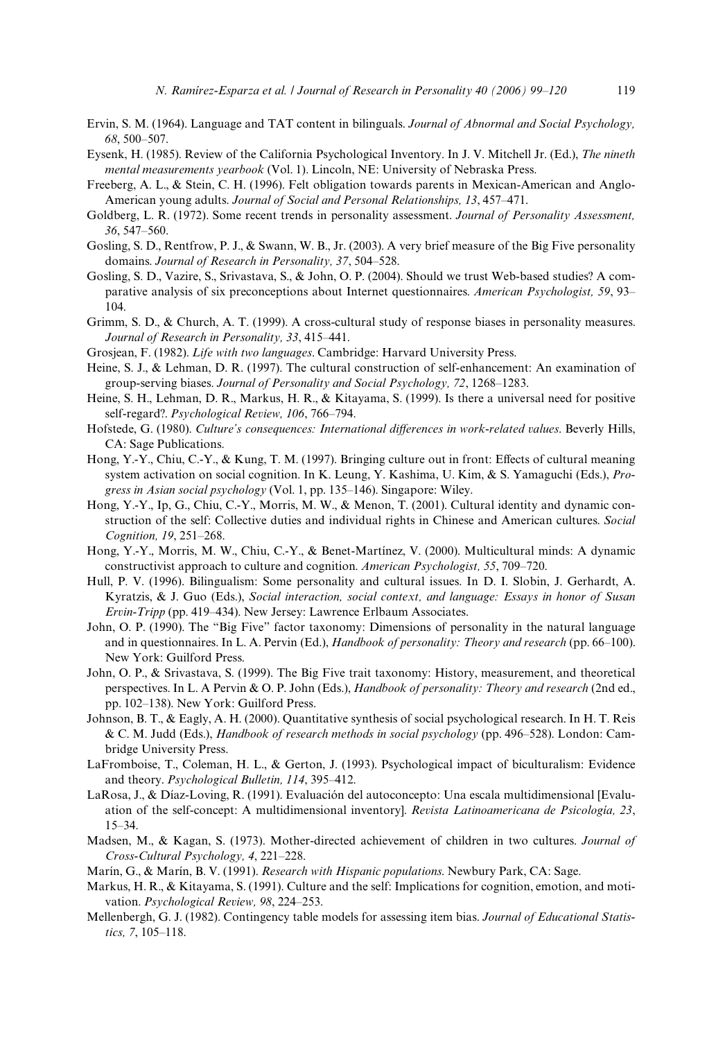Ervin, S. M. (1964). Language and TAT content in bilinguals. *Journal of Abnormal and Social Psychology, 68*, 500–507.

Eysenk, H. (1985). Review of the California Psychological Inventory. In J. V. Mitchell Jr. (Ed.), *The nineth mental measurements yearbook* (Vol. 1). Lincoln, NE: University of Nebraska Press.

Freeberg, A. L., & Stein, C. H. (1996). Felt obligation towards parents in Mexican-American and Anglo-American young adults. *Journal of Social and Personal Relationships, 13*, 457–471.

Goldberg, L. R. (1972). Some recent trends in personality assessment. *Journal of Personality Assessment, 36*, 547–560.

Gosling, S. D., Rentfrow, P. J., & Swann, W. B., Jr. (2003). A very brief measure of the Big Five personality domains. *Journal of Research in Personality, 37*, 504–528.

Gosling, S. D., Vazire, S., Srivastava, S., & John, O. P. (2004). Should we trust Web-based studies? A comparative analysis of six preconceptions about Internet questionnaires. *American Psychologist, 59*, 93–104.

Grimm, S. D., & Church, A. T. (1999). A cross-cultural study of response biases in personality measures. *Journal of Research in Personality, 33*, 415–441.

Grosjean, F. (1982). *Life with two languages*. Cambridge: Harvard University Press.

Heine, S. J., & Lehman, D. R. (1997). The cultural construction of self-enhancement: An examination of group-serving biases. *Journal of Personality and Social Psychology, 72*, 1268–1283.

Heine, S. H., Lehman, D. R., Markus, H. R., & Kitayama, S. (1999). Is there a universal need for positive self-regard?. *Psychological Review, 106*, 766–794.

Hofstede, G. (1980). *Culture's consequences: International differences in work-related values*. Beverly Hills, CA: Sage Publications.

Hong, Y.-Y., Chiu, C.-Y., & Kung, T. M. (1997). Bringing culture out in front: Effects of cultural meaning system activation on social cognition. In K. Leung, Y. Kashima, U. Kim, & S. Yamaguchi (Eds.), *Progress in Asian social psychology* (Vol. 1, pp. 135–146). Singapore: Wiley.

Hong, Y.-Y., Ip, G., Chiu, C.-Y., Morris, M. W., & Menon, T. (2001). Cultural identity and dynamic construction of the self: Collective duties and individual rights in Chinese and American cultures. *Social Cognition, 19*, 251–268.

Hong, Y.-Y., Morris, M. W., Chiu, C.-Y., & Benet-Martínez, V. (2000). Multicultural minds: A dynamic constructivist approach to culture and cognition. *American Psychologist, 55*, 709–720.

Hull, P. V. (1996). Bilingualism: Some personality and cultural issues. In D. I. Slobin, J. Gerhardt, A. Kyratzis, & J. Guo (Eds.), *Social interaction, social context, and language: Essays in honor of Susan Ervin-Tripp* (pp. 419–434). New Jersey: Lawrence Erlbaum Associates.

John, O. P. (1990). The "Big Five" factor taxonomy: Dimensions of personality in the natural language and in questionnaires. In L. A. Pervin (Ed.), *Handbook of personality: Theory and research* (pp. 66–100). New York: Guilford Press.

John, O. P., & Srivastava, S. (1999). The Big Five trait taxonomy: History, measurement, and theoretical perspectives. In L. A Pervin & O. P. John (Eds.), *Handbook of personality: Theory and research* (2nd ed., pp. 102–138). New York: Guilford Press.

Johnson, B. T., & Eagly, A. H. (2000). Quantitative synthesis of social psychological research. In H. T. Reis & C. M. Judd (Eds.), *Handbook of research methods in social psychology* (pp. 496–528). London: Cambridge University Press.

LaFromboise, T., Coleman, H. L., & Gerton, J. (1993). Psychological impact of biculturalism: Evidence and theory. *Psychological Bulletin, 114*, 395–412.

LaRosa, J., & Díaz-Loving, R. (1991). Evaluación del autoconcepto: Una escala multidimensional [Evaluation of the self-concept: A multidimensional inventory]. *Revista Latinoamericana de Psicología, 23*, 15–34.

Madsen, M., & Kagan, S. (1973). Mother-directed achievement of children in two cultures. *Journal of Cross-Cultural Psychology, 4*, 221–228.

Marín, G., & Marín, B. V. (1991). *Research with Hispanic populations*. Newbury Park, CA: Sage.

Markus, H. R., & Kitayama, S. (1991). Culture and the self: Implications for cognition, emotion, and motivation. *Psychological Review, 98*, 224–253.

Mellenbergh, G. J. (1982). Contingency table models for assessing item bias. *Journal of Educational Statistics, 7*, 105–118.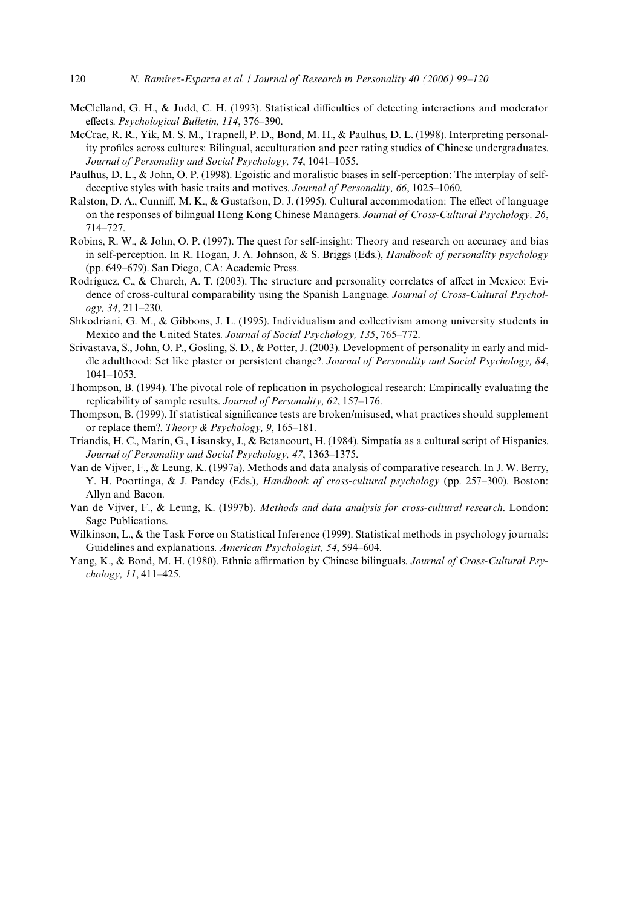McClelland, G. H., & Judd, C. H. (1993). Statistical difficulties of detecting interactions and moderator effects. *Psychological Bulletin, 114*, 376–390.

McCrae, R. R., Yik, M. S. M., Trapnell, P. D., Bond, M. H., & Paulhus, D. L. (1998). Interpreting personality profiles across cultures: Bilingual, acculturation and peer rating studies of Chinese undergraduates. *Journal of Personality and Social Psychology, 74*, 1041–1055.

Paulhus, D. L., & John, O. P. (1998). Egoistic and moralistic biases in self-perception: The interplay of self-deceptive styles with basic traits and motives. *Journal of Personality, 66*, 1025–1060.

Ralston, D. A., Cunniff, M. K., & Gustafson, D. J. (1995). Cultural accommodation: The effect of language on the responses of bilingual Hong Kong Chinese Managers. *Journal of Cross-Cultural Psychology, 26*, 714–727.

Robins, R. W., & John, O. P. (1997). The quest for self-insight: Theory and research on accuracy and bias in self-perception. In R. Hogan, J. A. Johnson, & S. Briggs (Eds.), *Handbook of personality psychology* (pp. 649–679). San Diego, CA: Academic Press.

Rodríguez, C., & Church, A. T. (2003). The structure and personality correlates of affect in Mexico: Evidence of cross-cultural comparability using the Spanish Language. *Journal of Cross-Cultural Psychology, 34*, 211–230.

Shkodriani, G. M., & Gibbons, J. L. (1995). Individualism and collectivism among university students in Mexico and the United States. *Journal of Social Psychology, 135*, 765–772.

Srivastava, S., John, O. P., Gosling, S. D., & Potter, J. (2003). Development of personality in early and middle adulthood: Set like plaster or persistent change?. *Journal of Personality and Social Psychology, 84*, 1041–1053.

Thompson, B. (1994). The pivotal role of replication in psychological research: Empirically evaluating the replicability of sample results. *Journal of Personality, 62*, 157–176.

Thompson, B. (1999). If statistical significance tests are broken/misused, what practices should supplement or replace them?. *Theory & Psychology, 9*, 165–181.

Triandis, H. C., Marín, G., Lisansky, J., & Betancourt, H. (1984). Simpatía as a cultural script of Hispanics. *Journal of Personality and Social Psychology, 47*, 1363–1375.

Van de Vijver, F., & Leung, K. (1997a). Methods and data analysis of comparative research. In J. W. Berry, Y. H. Poortinga, & J. Pandey (Eds.), *Handbook of cross-cultural psychology* (pp. 257–300). Boston: Allyn and Bacon.

Van de Vijver, F., & Leung, K. (1997b). *Methods and data analysis for cross-cultural research*. London: Sage Publications.

Wilkinson, L., & the Task Force on Statistical Inference (1999). Statistical methods in psychology journals: Guidelines and explanations. *American Psychologist, 54*, 594–604.

Yang, K., & Bond, M. H. (1980). Ethnic affirmation by Chinese bilinguals. *Journal of Cross-Cultural Psychology, 11*, 411–425.